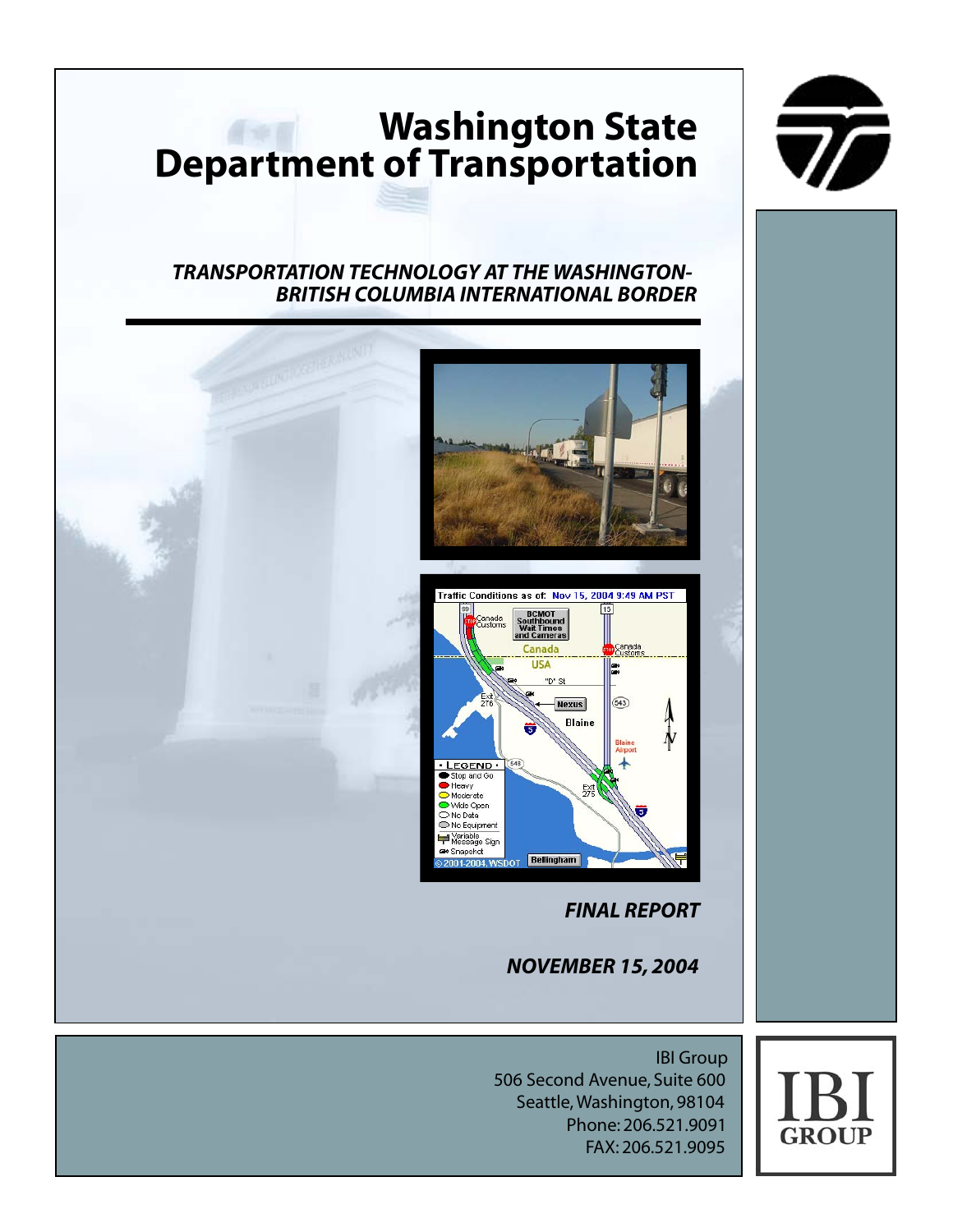# Washington State Department of Transportation

## TRANSPORTATION TECHNOLOGY AT THE WASHINGTON-BRITISH COLUMBIA INTERNATIONAL BORDER

**FINAL REPORT**

**NOVEMBER 15, 2004**

IBI Group
506 Second Avenue, Suite 600
Seattle, Washington, 98104
Phone: 206.521.9091
FAX: 206.521.9095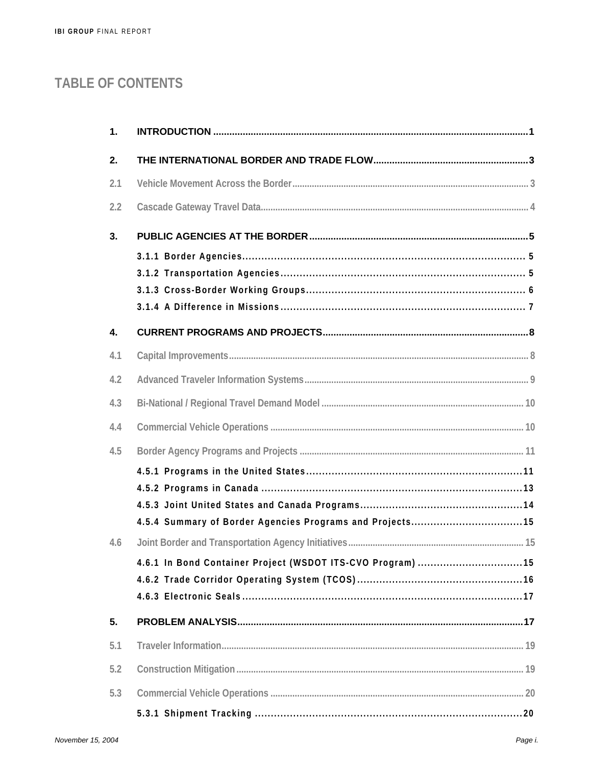# TABLE OF CONTENTS

1. INTRODUCTION .....1

2. THE INTERNATIONAL BORDER AND TRADE FLOW .....3

2.1 Vehicle Movement Across the Border .....3

2.2 Cascade Gateway Travel Data .....4

3. PUBLIC AGENCIES AT THE BORDER .....5

3.1.1 Border Agencies .....5

3.1.2 Transportation Agencies .....5

3.1.3 Cross-Border Working Groups .....6

3.1.4 A Difference in Missions .....7

4. CURRENT PROGRAMS AND PROJECTS .....8

4.1 Capital Improvements .....8

4.2 Advanced Traveler Information Systems .....9

4.3 Bi-National / Regional Travel Demand Model .....10

4.4 Commercial Vehicle Operations .....10

4.5 Border Agency Programs and Projects .....11

4.5.1 Programs in the United States .....11

4.5.2 Programs in Canada .....13

4.5.3 Joint United States and Canada Programs .....14

4.5.4 Summary of Border Agencies Programs and Projects .....15

4.6 Joint Border and Transportation Agency Initiatives .....15

4.6.1 In Bond Container Project (WSDOT ITS-CVO Program) .....15

4.6.2 Trade Corridor Operating System (TCOS) .....16

4.6.3 Electronic Seals .....17

5. PROBLEM ANALYSIS .....17

5.1 Traveler Information .....19

5.2 Construction Mitigation .....19

5.3 Commercial Vehicle Operations .....20

5.3.1 Shipment Tracking .....20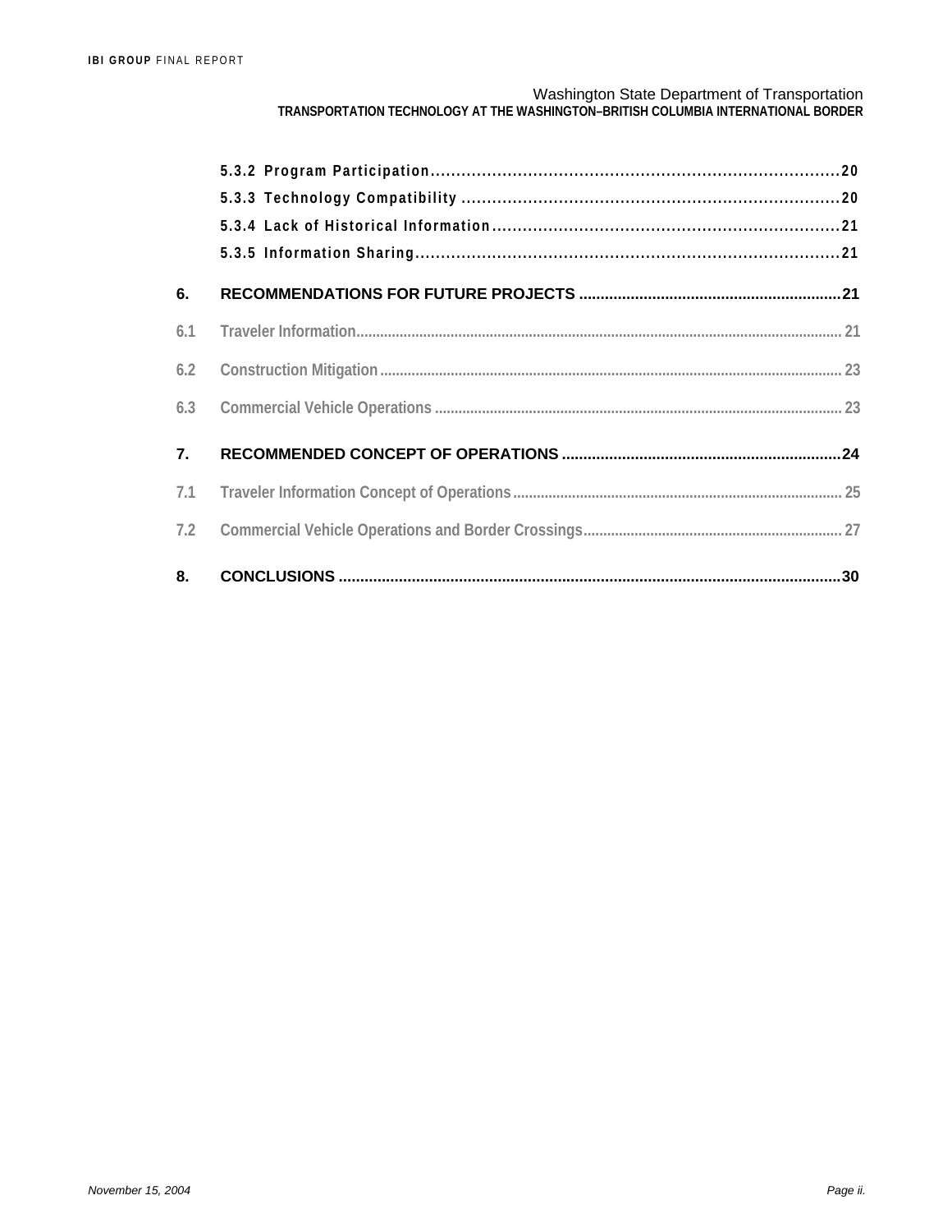5.3.2 Program Participation .......................................................................... 20

5.3.3 Technology Compatibility .......................................................................... 20

5.3.4 Lack of Historical Information .......................................................................... 21

5.3.5 Information Sharing .......................................................................... 21

**6. RECOMMENDATIONS FOR FUTURE PROJECTS .......................................................................... 21**

6.1 Traveler Information .......................................................................... 21

6.2 Construction Mitigation .......................................................................... 23

6.3 Commercial Vehicle Operations .......................................................................... 23

**7. RECOMMENDED CONCEPT OF OPERATIONS .......................................................................... 24**

7.1 Traveler Information Concept of Operations .......................................................................... 25

7.2 Commercial Vehicle Operations and Border Crossings .......................................................................... 27

**8. CONCLUSIONS .......................................................................... 30**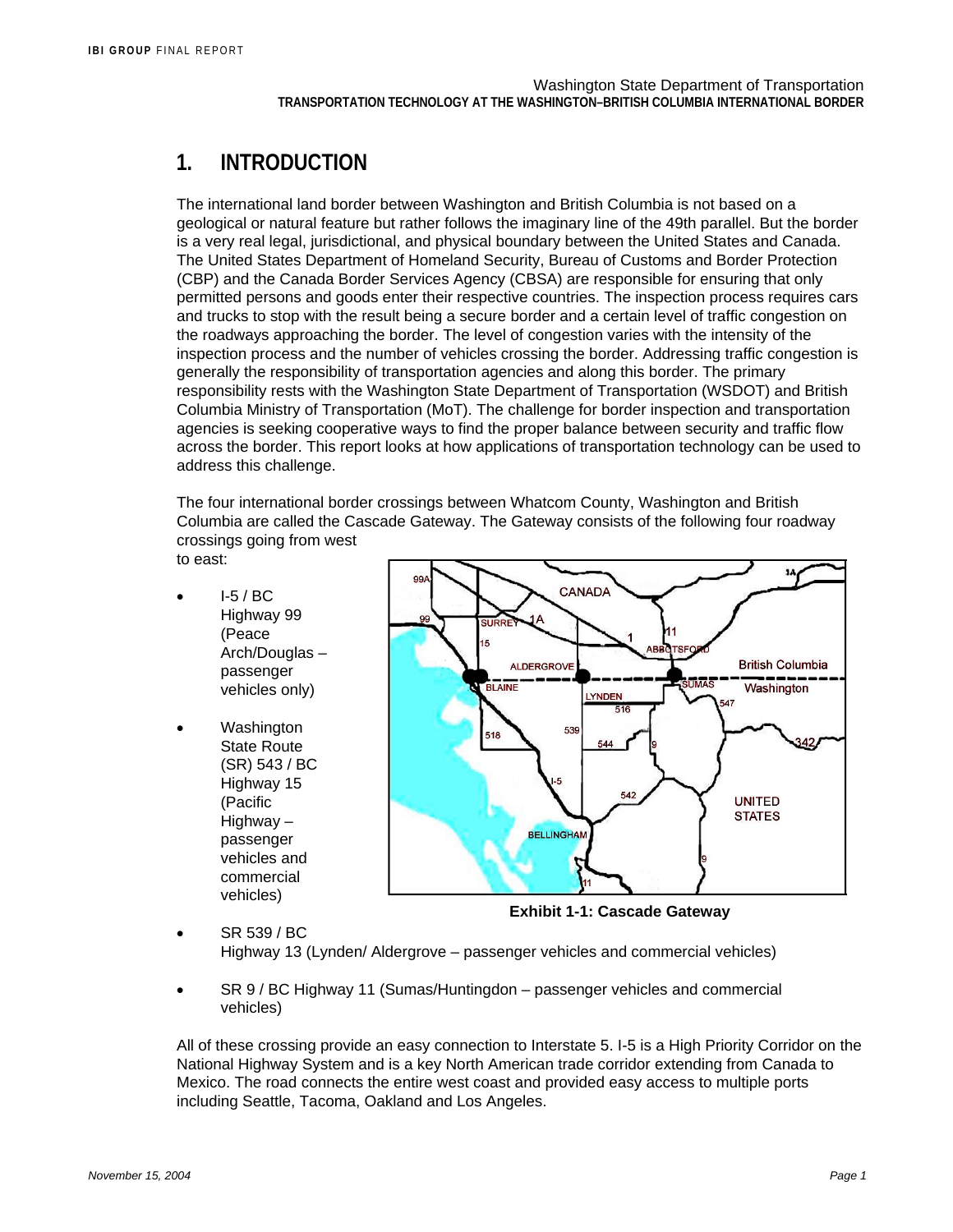# 1. INTRODUCTION

The international land border between Washington and British Columbia is not based on a geological or natural feature but rather follows the imaginary line of the 49th parallel. But the border is a very real legal, jurisdictional, and physical boundary between the United States and Canada. The United States Department of Homeland Security, Bureau of Customs and Border Protection (CBP) and the Canada Border Services Agency (CBSA) are responsible for ensuring that only permitted persons and goods enter their respective countries. The inspection process requires cars and trucks to stop with the result being a secure border and a certain level of traffic congestion on the roadways approaching the border. The level of congestion varies with the intensity of the inspection process and the number of vehicles crossing the border. Addressing traffic congestion is generally the responsibility of transportation agencies and along this border. The primary responsibility rests with the Washington State Department of Transportation (WSDOT) and British Columbia Ministry of Transportation (MoT). The challenge for border inspection and transportation agencies is seeking cooperative ways to find the proper balance between security and traffic flow across the border. This report looks at how applications of transportation technology can be used to address this challenge.

The four international border crossings between Whatcom County, Washington and British Columbia are called the Cascade Gateway. The Gateway consists of the following four roadway crossings going from west to east:

- I-5 / BC Highway 99 (Peace Arch/Douglas – passenger vehicles only)
- Washington State Route (SR) 543 / BC Highway 15 (Pacific Highway – passenger vehicles and commercial vehicles)
- SR 539 / BC Highway 13 (Lynden/ Aldergrove – passenger vehicles and commercial vehicles)
- SR 9 / BC Highway 11 (Sumas/Huntingdon – passenger vehicles and commercial vehicles)

**Exhibit 1-1: Cascade Gateway**

All of these crossing provide an easy connection to Interstate 5. I-5 is a High Priority Corridor on the National Highway System and is a key North American trade corridor extending from Canada to Mexico. The road connects the entire west coast and provided easy access to multiple ports including Seattle, Tacoma, Oakland and Los Angeles.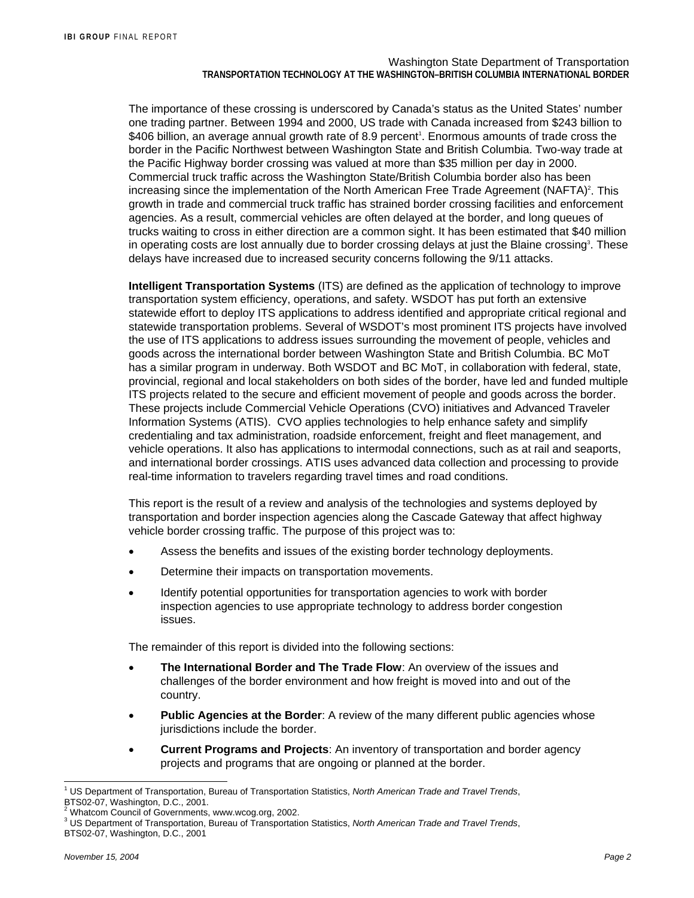The importance of these crossing is underscored by Canada's status as the United States' number one trading partner. Between 1994 and 2000, US trade with Canada increased from $243 billion to $406 billion, an average annual growth rate of 8.9 percent[1]. Enormous amounts of trade cross the border in the Pacific Northwest between Washington State and British Columbia. Two-way trade at the Pacific Highway border crossing was valued at more than $35 million per day in 2000. Commercial truck traffic across the Washington State/British Columbia border also has been increasing since the implementation of the North American Free Trade Agreement (NAFTA)[2]. This growth in trade and commercial truck traffic has strained border crossing facilities and enforcement agencies. As a result, commercial vehicles are often delayed at the border, and long queues of trucks waiting to cross in either direction are a common sight. It has been estimated that $40 million in operating costs are lost annually due to border crossing delays at just the Blaine crossing[3]. These delays have increased due to increased security concerns following the 9/11 attacks.

**Intelligent Transportation Systems** (ITS) are defined as the application of technology to improve transportation system efficiency, operations, and safety. WSDOT has put forth an extensive statewide effort to deploy ITS applications to address identified and appropriate critical regional and statewide transportation problems. Several of WSDOT's most prominent ITS projects have involved the use of ITS applications to address issues surrounding the movement of people, vehicles and goods across the international border between Washington State and British Columbia. BC MoT has a similar program in underway. Both WSDOT and BC MoT, in collaboration with federal, state, provincial, regional and local stakeholders on both sides of the border, have led and funded multiple ITS projects related to the secure and efficient movement of people and goods across the border. These projects include Commercial Vehicle Operations (CVO) initiatives and Advanced Traveler Information Systems (ATIS). CVO applies technologies to help enhance safety and simplify credentialing and tax administration, roadside enforcement, freight and fleet management, and vehicle operations. It also has applications to intermodal connections, such as at rail and seaports, and international border crossings. ATIS uses advanced data collection and processing to provide real-time information to travelers regarding travel times and road conditions.

This report is the result of a review and analysis of the technologies and systems deployed by transportation and border inspection agencies along the Cascade Gateway that affect highway vehicle border crossing traffic. The purpose of this project was to:

- Assess the benefits and issues of the existing border technology deployments.
- Determine their impacts on transportation movements.
- Identify potential opportunities for transportation agencies to work with border inspection agencies to use appropriate technology to address border congestion issues.

The remainder of this report is divided into the following sections:

- **The International Border and The Trade Flow**: An overview of the issues and challenges of the border environment and how freight is moved into and out of the country.
- **Public Agencies at the Border**: A review of the many different public agencies whose jurisdictions include the border.
- **Current Programs and Projects**: An inventory of transportation and border agency projects and programs that are ongoing or planned at the border.

---

[1] US Department of Transportation, Bureau of Transportation Statistics, *North American Trade and Travel Trends*, BTS02-07, Washington, D.C., 2001.

[2] Whatcom Council of Governments, www.wcog.org, 2002.

[3] US Department of Transportation, Bureau of Transportation Statistics, *North American Trade and Travel Trends*, BTS02-07, Washington, D.C., 2001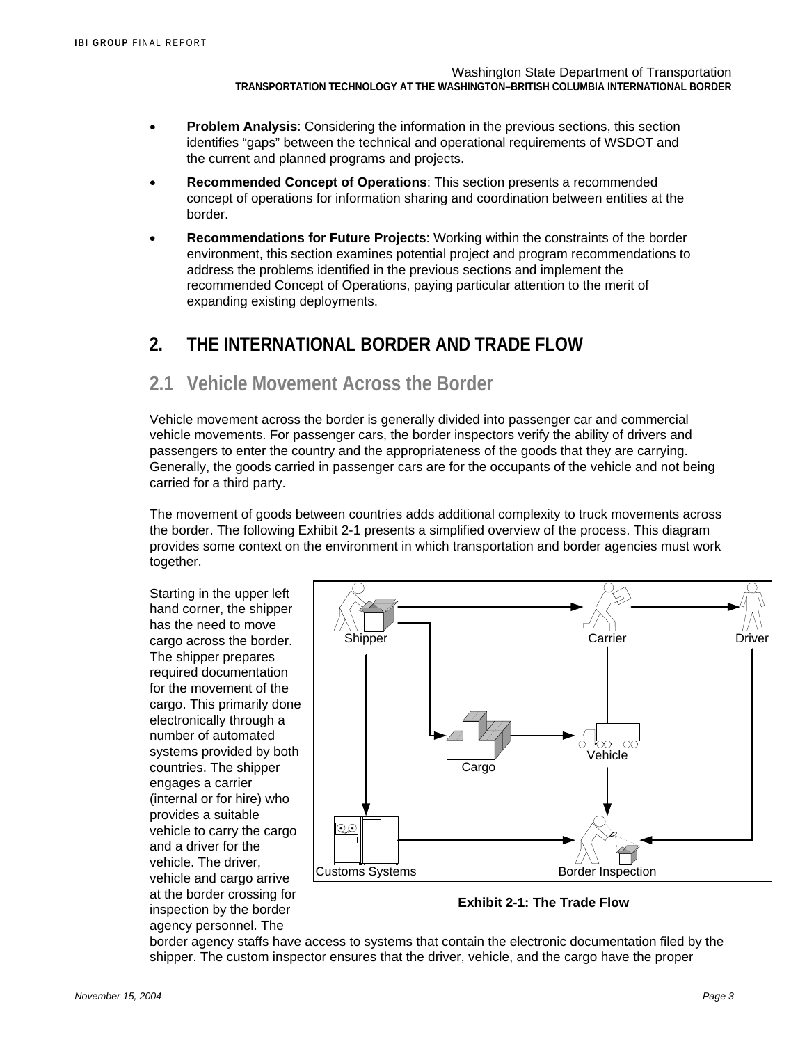- **Problem Analysis**: Considering the information in the previous sections, this section identifies "gaps" between the technical and operational requirements of WSDOT and the current and planned programs and projects.
- **Recommended Concept of Operations**: This section presents a recommended concept of operations for information sharing and coordination between entities at the border.
- **Recommendations for Future Projects**: Working within the constraints of the border environment, this section examines potential project and program recommendations to address the problems identified in the previous sections and implement the recommended Concept of Operations, paying particular attention to the merit of expanding existing deployments.

# 2. THE INTERNATIONAL BORDER AND TRADE FLOW

## 2.1 Vehicle Movement Across the Border

Vehicle movement across the border is generally divided into passenger car and commercial vehicle movements. For passenger cars, the border inspectors verify the ability of drivers and passengers to enter the country and the appropriateness of the goods that they are carrying. Generally, the goods carried in passenger cars are for the occupants of the vehicle and not being carried for a third party.

The movement of goods between countries adds additional complexity to truck movements across the border. The following Exhibit 2-1 presents a simplified overview of the process. This diagram provides some context on the environment in which transportation and border agencies must work together.

Starting in the upper left hand corner, the shipper has the need to move cargo across the border. The shipper prepares required documentation for the movement of the cargo. This primarily done electronically through a number of automated systems provided by both countries. The shipper engages a carrier (internal or for hire) who provides a suitable vehicle to carry the cargo and a driver for the vehicle. The driver, vehicle and cargo arrive at the border crossing for inspection by the border agency personnel. The border agency staffs have access to systems that contain the electronic documentation filed by the shipper. The custom inspector ensures that the driver, vehicle, and the cargo have the proper

Shipper, Carrier, Driver, Cargo, Vehicle, Customs Systems, Border Inspection

**Exhibit 2-1: The Trade Flow**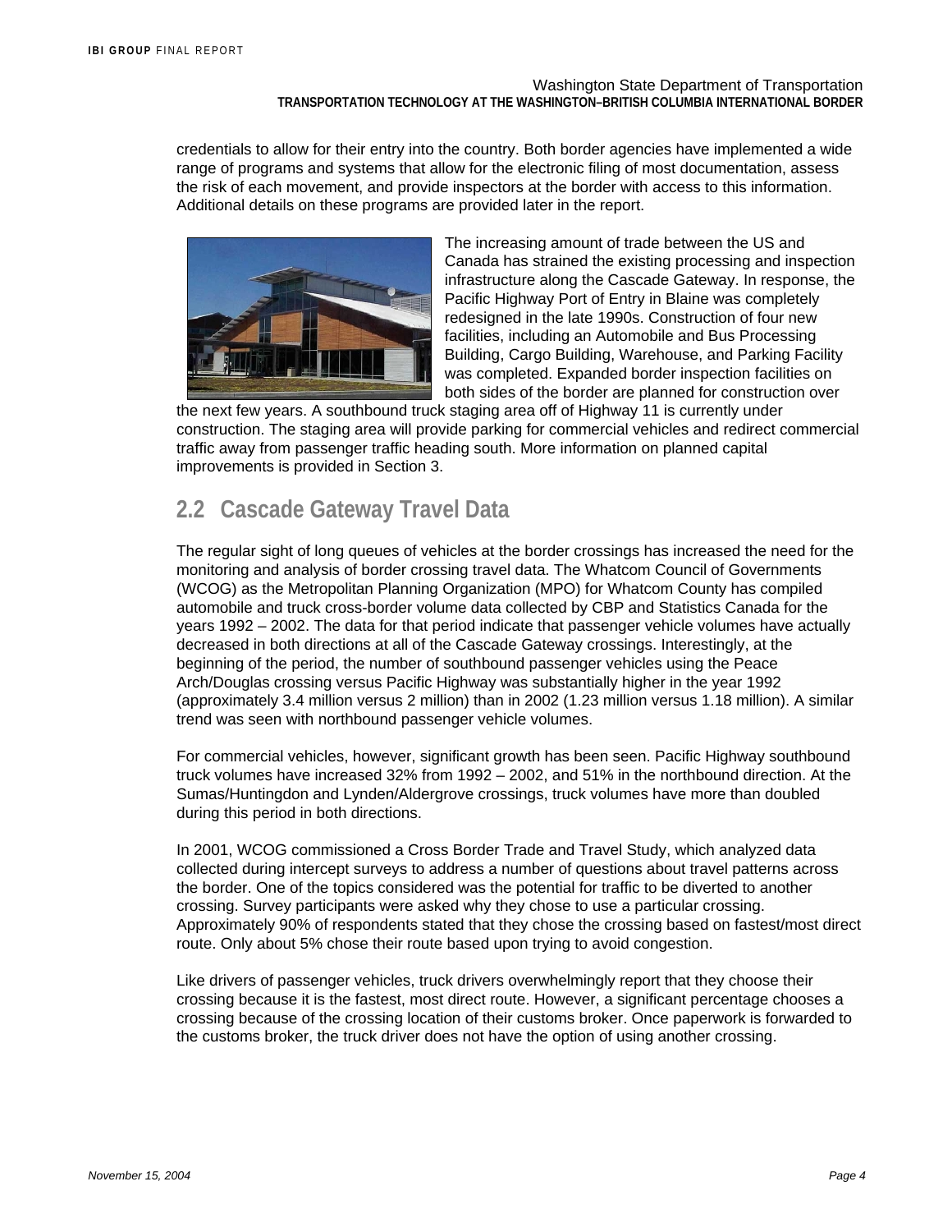credentials to allow for their entry into the country. Both border agencies have implemented a wide range of programs and systems that allow for the electronic filing of most documentation, assess the risk of each movement, and provide inspectors at the border with access to this information. Additional details on these programs are provided later in the report.

The increasing amount of trade between the US and Canada has strained the existing processing and inspection infrastructure along the Cascade Gateway. In response, the Pacific Highway Port of Entry in Blaine was completely redesigned in the late 1990s. Construction of four new facilities, including an Automobile and Bus Processing Building, Cargo Building, Warehouse, and Parking Facility was completed. Expanded border inspection facilities on both sides of the border are planned for construction over the next few years. A southbound truck staging area off of Highway 11 is currently under construction. The staging area will provide parking for commercial vehicles and redirect commercial traffic away from passenger traffic heading south. More information on planned capital improvements is provided in Section 3.

## 2.2 Cascade Gateway Travel Data

The regular sight of long queues of vehicles at the border crossings has increased the need for the monitoring and analysis of border crossing travel data. The Whatcom Council of Governments (WCOG) as the Metropolitan Planning Organization (MPO) for Whatcom County has compiled automobile and truck cross-border volume data collected by CBP and Statistics Canada for the years 1992 – 2002. The data for that period indicate that passenger vehicle volumes have actually decreased in both directions at all of the Cascade Gateway crossings. Interestingly, at the beginning of the period, the number of southbound passenger vehicles using the Peace Arch/Douglas crossing versus Pacific Highway was substantially higher in the year 1992 (approximately 3.4 million versus 2 million) than in 2002 (1.23 million versus 1.18 million). A similar trend was seen with northbound passenger vehicle volumes.

For commercial vehicles, however, significant growth has been seen. Pacific Highway southbound truck volumes have increased 32% from 1992 – 2002, and 51% in the northbound direction. At the Sumas/Huntingdon and Lynden/Aldergrove crossings, truck volumes have more than doubled during this period in both directions.

In 2001, WCOG commissioned a Cross Border Trade and Travel Study, which analyzed data collected during intercept surveys to address a number of questions about travel patterns across the border. One of the topics considered was the potential for traffic to be diverted to another crossing. Survey participants were asked why they chose to use a particular crossing. Approximately 90% of respondents stated that they chose the crossing based on fastest/most direct route. Only about 5% chose their route based upon trying to avoid congestion.

Like drivers of passenger vehicles, truck drivers overwhelmingly report that they choose their crossing because it is the fastest, most direct route. However, a significant percentage chooses a crossing because of the crossing location of their customs broker. Once paperwork is forwarded to the customs broker, the truck driver does not have the option of using another crossing.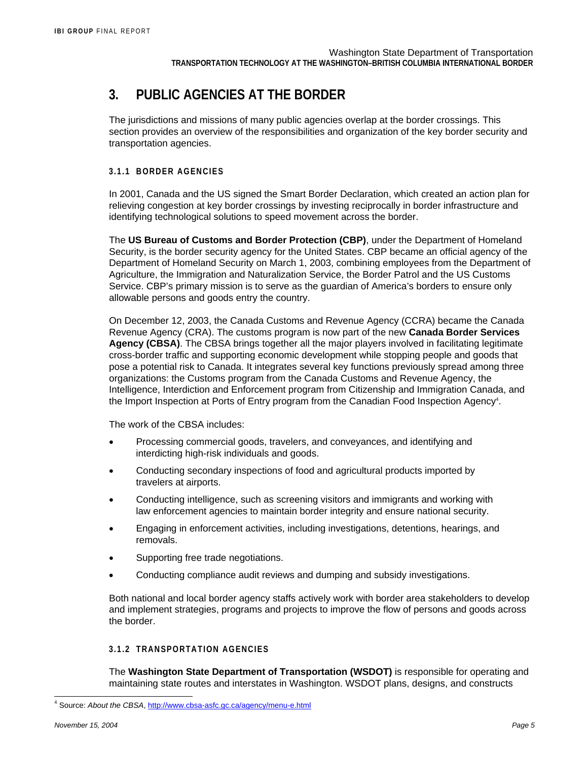# 3. PUBLIC AGENCIES AT THE BORDER

The jurisdictions and missions of many public agencies overlap at the border crossings. This section provides an overview of the responsibilities and organization of the key border security and transportation agencies.

### 3.1.1 BORDER AGENCIES

In 2001, Canada and the US signed the Smart Border Declaration, which created an action plan for relieving congestion at key border crossings by investing reciprocally in border infrastructure and identifying technological solutions to speed movement across the border.

The **US Bureau of Customs and Border Protection (CBP)**, under the Department of Homeland Security, is the border security agency for the United States. CBP became an official agency of the Department of Homeland Security on March 1, 2003, combining employees from the Department of Agriculture, the Immigration and Naturalization Service, the Border Patrol and the US Customs Service. CBP's primary mission is to serve as the guardian of America's borders to ensure only allowable persons and goods entry the country.

On December 12, 2003, the Canada Customs and Revenue Agency (CCRA) became the Canada Revenue Agency (CRA). The customs program is now part of the new **Canada Border Services Agency (CBSA)**. The CBSA brings together all the major players involved in facilitating legitimate cross-border traffic and supporting economic development while stopping people and goods that pose a potential risk to Canada. It integrates several key functions previously spread among three organizations: the Customs program from the Canada Customs and Revenue Agency, the Intelligence, Interdiction and Enforcement program from Citizenship and Immigration Canada, and the Import Inspection at Ports of Entry program from the Canadian Food Inspection Agency[4].

The work of the CBSA includes:

- Processing commercial goods, travelers, and conveyances, and identifying and interdicting high-risk individuals and goods.
- Conducting secondary inspections of food and agricultural products imported by travelers at airports.
- Conducting intelligence, such as screening visitors and immigrants and working with law enforcement agencies to maintain border integrity and ensure national security.
- Engaging in enforcement activities, including investigations, detentions, hearings, and removals.
- Supporting free trade negotiations.
- Conducting compliance audit reviews and dumping and subsidy investigations.

Both national and local border agency staffs actively work with border area stakeholders to develop and implement strategies, programs and projects to improve the flow of persons and goods across the border.

### 3.1.2 TRANSPORTATION AGENCIES

The **Washington State Department of Transportation (WSDOT)** is responsible for operating and maintaining state routes and interstates in Washington. WSDOT plans, designs, and constructs

[4] Source: *About the CBSA*, http://www.cbsa-asfc.gc.ca/agency/menu-e.html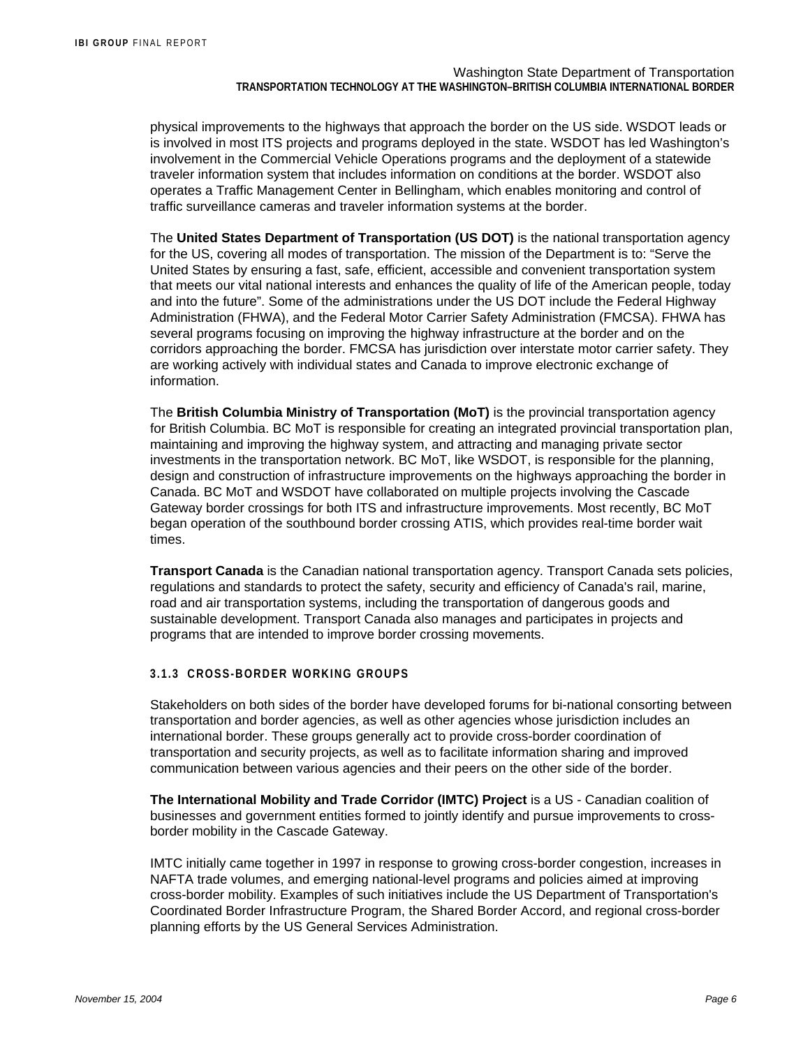physical improvements to the highways that approach the border on the US side. WSDOT leads or is involved in most ITS projects and programs deployed in the state. WSDOT has led Washington's involvement in the Commercial Vehicle Operations programs and the deployment of a statewide traveler information system that includes information on conditions at the border. WSDOT also operates a Traffic Management Center in Bellingham, which enables monitoring and control of traffic surveillance cameras and traveler information systems at the border.

The **United States Department of Transportation (US DOT)** is the national transportation agency for the US, covering all modes of transportation. The mission of the Department is to: "Serve the United States by ensuring a fast, safe, efficient, accessible and convenient transportation system that meets our vital national interests and enhances the quality of life of the American people, today and into the future". Some of the administrations under the US DOT include the Federal Highway Administration (FHWA), and the Federal Motor Carrier Safety Administration (FMCSA). FHWA has several programs focusing on improving the highway infrastructure at the border and on the corridors approaching the border. FMCSA has jurisdiction over interstate motor carrier safety. They are working actively with individual states and Canada to improve electronic exchange of information.

The **British Columbia Ministry of Transportation (MoT)** is the provincial transportation agency for British Columbia. BC MoT is responsible for creating an integrated provincial transportation plan, maintaining and improving the highway system, and attracting and managing private sector investments in the transportation network. BC MoT, like WSDOT, is responsible for the planning, design and construction of infrastructure improvements on the highways approaching the border in Canada. BC MoT and WSDOT have collaborated on multiple projects involving the Cascade Gateway border crossings for both ITS and infrastructure improvements. Most recently, BC MoT began operation of the southbound border crossing ATIS, which provides real-time border wait times.

**Transport Canada** is the Canadian national transportation agency. Transport Canada sets policies, regulations and standards to protect the safety, security and efficiency of Canada's rail, marine, road and air transportation systems, including the transportation of dangerous goods and sustainable development. Transport Canada also manages and participates in projects and programs that are intended to improve border crossing movements.

#### 3.1.3 CROSS-BORDER WORKING GROUPS

Stakeholders on both sides of the border have developed forums for bi-national consorting between transportation and border agencies, as well as other agencies whose jurisdiction includes an international border. These groups generally act to provide cross-border coordination of transportation and security projects, as well as to facilitate information sharing and improved communication between various agencies and their peers on the other side of the border.

**The International Mobility and Trade Corridor (IMTC) Project** is a US - Canadian coalition of businesses and government entities formed to jointly identify and pursue improvements to cross-border mobility in the Cascade Gateway.

IMTC initially came together in 1997 in response to growing cross-border congestion, increases in NAFTA trade volumes, and emerging national-level programs and policies aimed at improving cross-border mobility. Examples of such initiatives include the US Department of Transportation's Coordinated Border Infrastructure Program, the Shared Border Accord, and regional cross-border planning efforts by the US General Services Administration.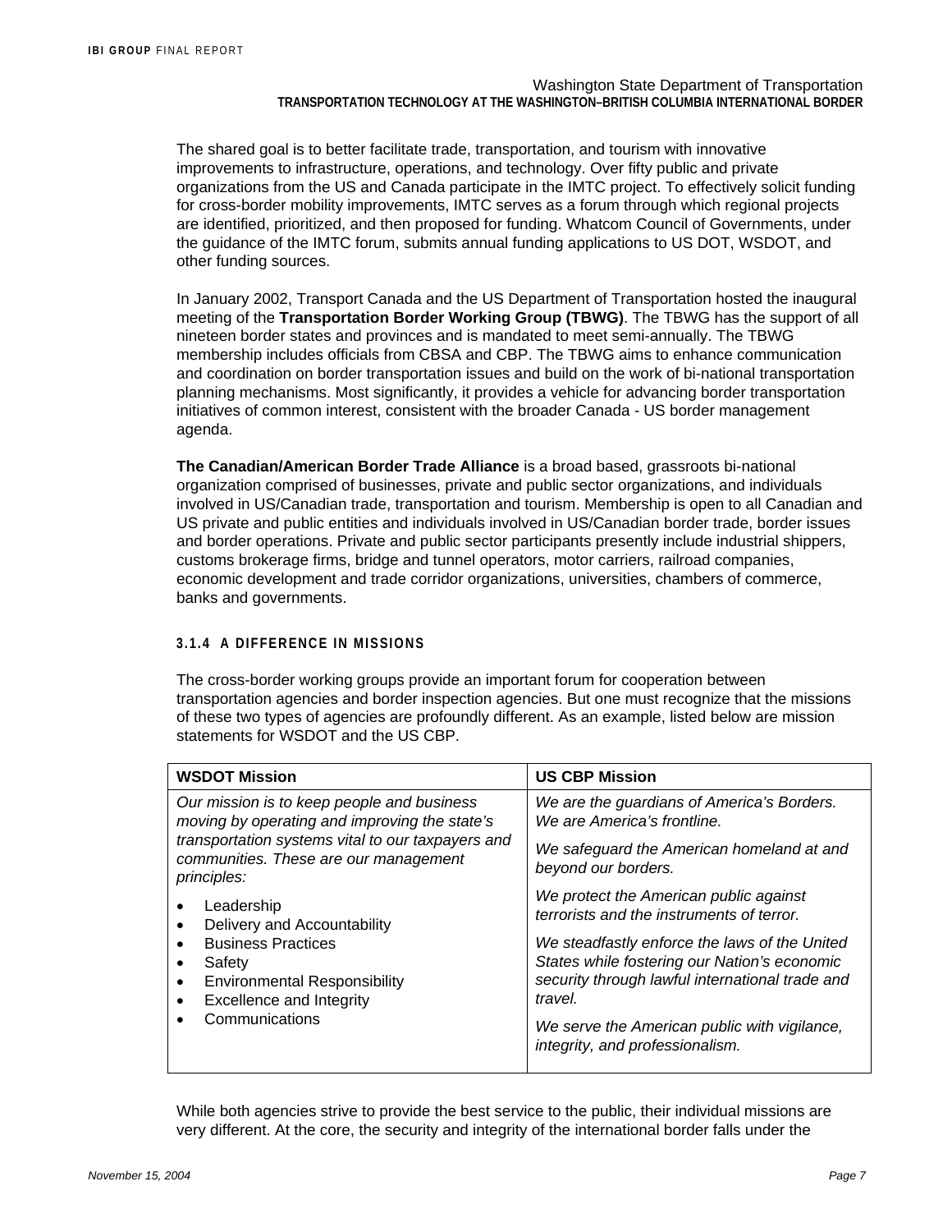The shared goal is to better facilitate trade, transportation, and tourism with innovative improvements to infrastructure, operations, and technology. Over fifty public and private organizations from the US and Canada participate in the IMTC project. To effectively solicit funding for cross-border mobility improvements, IMTC serves as a forum through which regional projects are identified, prioritized, and then proposed for funding. Whatcom Council of Governments, under the guidance of the IMTC forum, submits annual funding applications to US DOT, WSDOT, and other funding sources.

In January 2002, Transport Canada and the US Department of Transportation hosted the inaugural meeting of the **Transportation Border Working Group (TBWG)**. The TBWG has the support of all nineteen border states and provinces and is mandated to meet semi-annually. The TBWG membership includes officials from CBSA and CBP. The TBWG aims to enhance communication and coordination on border transportation issues and build on the work of bi-national transportation planning mechanisms. Most significantly, it provides a vehicle for advancing border transportation initiatives of common interest, consistent with the broader Canada - US border management agenda.

**The Canadian/American Border Trade Alliance** is a broad based, grassroots bi-national organization comprised of businesses, private and public sector organizations, and individuals involved in US/Canadian trade, transportation and tourism. Membership is open to all Canadian and US private and public entities and individuals involved in US/Canadian border trade, border issues and border operations. Private and public sector participants presently include industrial shippers, customs brokerage firms, bridge and tunnel operators, motor carriers, railroad companies, economic development and trade corridor organizations, universities, chambers of commerce, banks and governments.

#### 3.1.4 A DIFFERENCE IN MISSIONS

The cross-border working groups provide an important forum for cooperation between transportation agencies and border inspection agencies. But one must recognize that the missions of these two types of agencies are profoundly different. As an example, listed below are mission statements for WSDOT and the US CBP.

| WSDOT Mission | US CBP Mission |
|---|---|
| *Our mission is to keep people and business moving by operating and improving the state's transportation systems vital to our taxpayers and communities. These are our management principles:*<br>• Leadership<br>• Delivery and Accountability<br>• Business Practices<br>• Safety<br>• Environmental Responsibility<br>• Excellence and Integrity<br>• Communications | *We are the guardians of America's Borders. We are America's frontline.*<br>*We safeguard the American homeland at and beyond our borders.*<br>*We protect the American public against terrorists and the instruments of terror.*<br>*We steadfastly enforce the laws of the United States while fostering our Nation's economic security through lawful international trade and travel.*<br>*We serve the American public with vigilance, integrity, and professionalism.* |

While both agencies strive to provide the best service to the public, their individual missions are very different. At the core, the security and integrity of the international border falls under the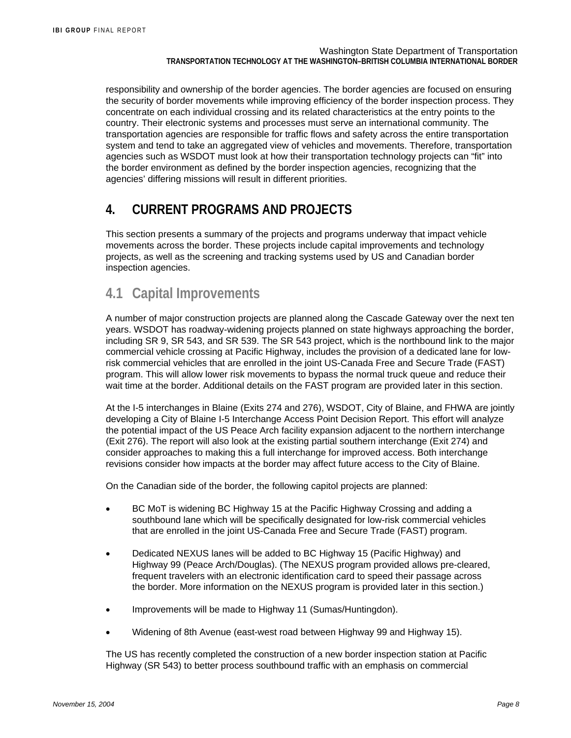responsibility and ownership of the border agencies. The border agencies are focused on ensuring the security of border movements while improving efficiency of the border inspection process. They concentrate on each individual crossing and its related characteristics at the entry points to the country. Their electronic systems and processes must serve an international community. The transportation agencies are responsible for traffic flows and safety across the entire transportation system and tend to take an aggregated view of vehicles and movements. Therefore, transportation agencies such as WSDOT must look at how their transportation technology projects can "fit" into the border environment as defined by the border inspection agencies, recognizing that the agencies' differing missions will result in different priorities.

# 4. CURRENT PROGRAMS AND PROJECTS

This section presents a summary of the projects and programs underway that impact vehicle movements across the border. These projects include capital improvements and technology projects, as well as the screening and tracking systems used by US and Canadian border inspection agencies.

## 4.1 Capital Improvements

A number of major construction projects are planned along the Cascade Gateway over the next ten years. WSDOT has roadway-widening projects planned on state highways approaching the border, including SR 9, SR 543, and SR 539. The SR 543 project, which is the northbound link to the major commercial vehicle crossing at Pacific Highway, includes the provision of a dedicated lane for low-risk commercial vehicles that are enrolled in the joint US-Canada Free and Secure Trade (FAST) program. This will allow lower risk movements to bypass the normal truck queue and reduce their wait time at the border. Additional details on the FAST program are provided later in this section.

At the I-5 interchanges in Blaine (Exits 274 and 276), WSDOT, City of Blaine, and FHWA are jointly developing a City of Blaine I-5 Interchange Access Point Decision Report. This effort will analyze the potential impact of the US Peace Arch facility expansion adjacent to the northern interchange (Exit 276). The report will also look at the existing partial southern interchange (Exit 274) and consider approaches to making this a full interchange for improved access. Both interchange revisions consider how impacts at the border may affect future access to the City of Blaine.

On the Canadian side of the border, the following capitol projects are planned:

- BC MoT is widening BC Highway 15 at the Pacific Highway Crossing and adding a southbound lane which will be specifically designated for low-risk commercial vehicles that are enrolled in the joint US-Canada Free and Secure Trade (FAST) program.
- Dedicated NEXUS lanes will be added to BC Highway 15 (Pacific Highway) and Highway 99 (Peace Arch/Douglas). (The NEXUS program provided allows pre-cleared, frequent travelers with an electronic identification card to speed their passage across the border. More information on the NEXUS program is provided later in this section.)
- Improvements will be made to Highway 11 (Sumas/Huntingdon).
- Widening of 8th Avenue (east-west road between Highway 99 and Highway 15).

The US has recently completed the construction of a new border inspection station at Pacific Highway (SR 543) to better process southbound traffic with an emphasis on commercial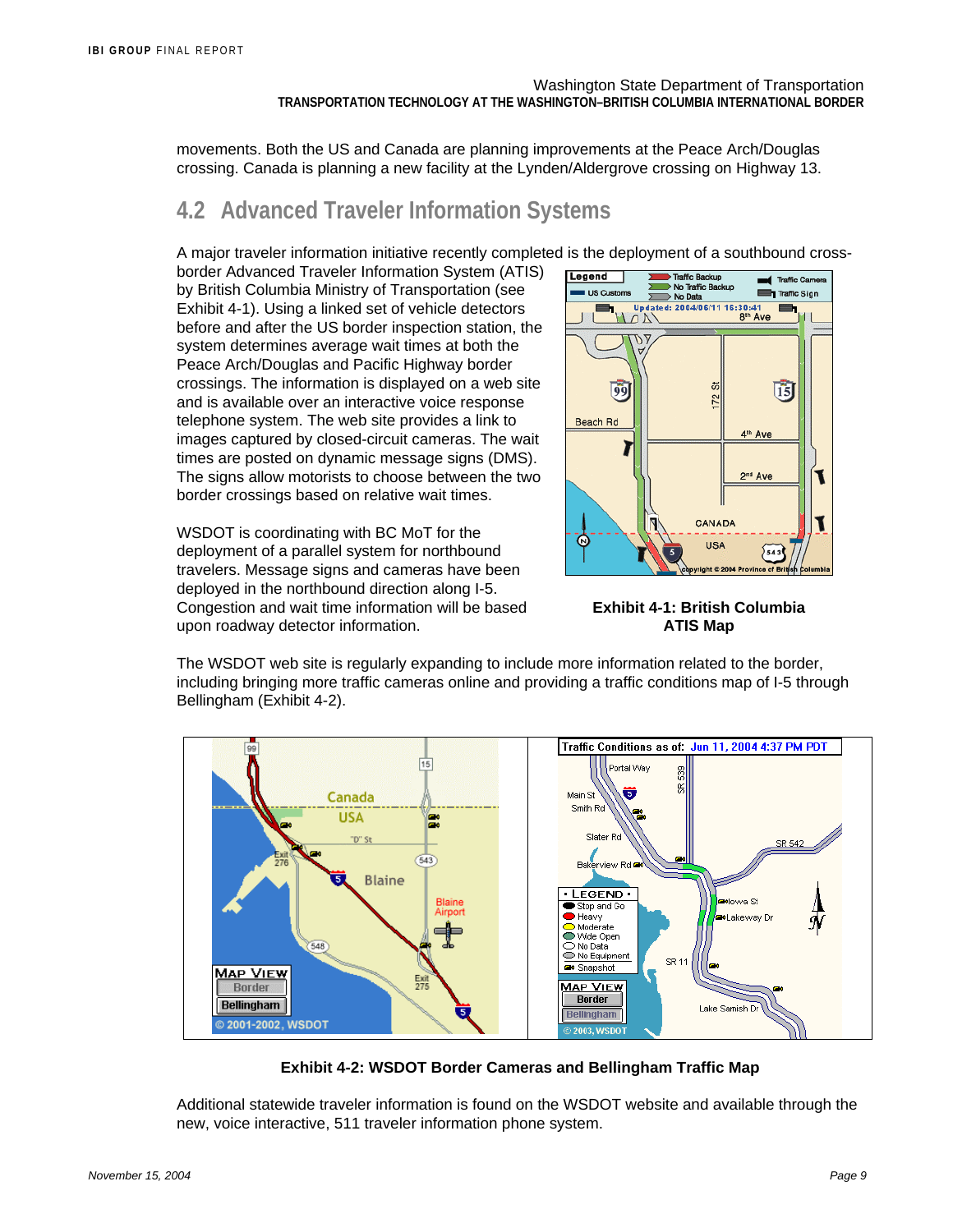movements. Both the US and Canada are planning improvements at the Peace Arch/Douglas crossing. Canada is planning a new facility at the Lynden/Aldergrove crossing on Highway 13.

## 4.2 Advanced Traveler Information Systems

A major traveler information initiative recently completed is the deployment of a southbound cross-border Advanced Traveler Information System (ATIS) by British Columbia Ministry of Transportation (see Exhibit 4-1). Using a linked set of vehicle detectors before and after the US border inspection station, the system determines average wait times at both the Peace Arch/Douglas and Pacific Highway border crossings. The information is displayed on a web site and is available over an interactive voice response telephone system. The web site provides a link to images captured by closed-circuit cameras. The wait times are posted on dynamic message signs (DMS). The signs allow motorists to choose between the two border crossings based on relative wait times.

WSDOT is coordinating with BC MoT for the deployment of a parallel system for northbound travelers. Message signs and cameras have been deployed in the northbound direction along I-5. Congestion and wait time information will be based upon roadway detector information.

**Exhibit 4-1: British Columbia ATIS Map**

The WSDOT web site is regularly expanding to include more information related to the border, including bringing more traffic cameras online and providing a traffic conditions map of I-5 through Bellingham (Exhibit 4-2).

**Exhibit 4-2: WSDOT Border Cameras and Bellingham Traffic Map**

Additional statewide traveler information is found on the WSDOT website and available through the new, voice interactive, 511 traveler information phone system.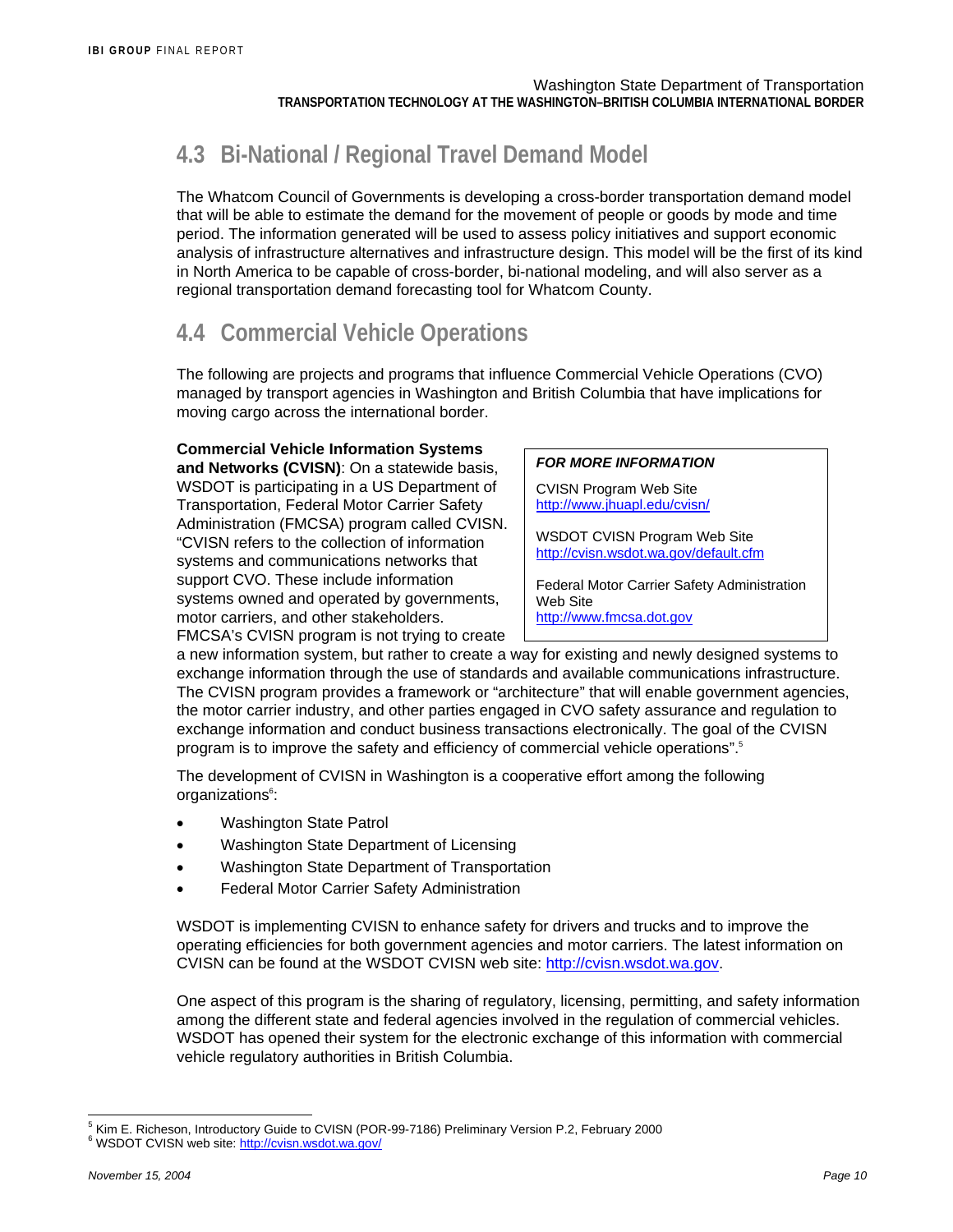## 4.3 Bi-National / Regional Travel Demand Model

The Whatcom Council of Governments is developing a cross-border transportation demand model that will be able to estimate the demand for the movement of people or goods by mode and time period. The information generated will be used to assess policy initiatives and support economic analysis of infrastructure alternatives and infrastructure design. This model will be the first of its kind in North America to be capable of cross-border, bi-national modeling, and will also server as a regional transportation demand forecasting tool for Whatcom County.

## 4.4 Commercial Vehicle Operations

The following are projects and programs that influence Commercial Vehicle Operations (CVO) managed by transport agencies in Washington and British Columbia that have implications for moving cargo across the international border.

**Commercial Vehicle Information Systems and Networks (CVISN)**: On a statewide basis, WSDOT is participating in a US Department of Transportation, Federal Motor Carrier Safety Administration (FMCSA) program called CVISN. "CVISN refers to the collection of information systems and communications networks that support CVO. These include information systems owned and operated by governments, motor carriers, and other stakeholders. FMCSA's CVISN program is not trying to create a new information system, but rather to create a way for existing and newly designed systems to exchange information through the use of standards and available communications infrastructure. The CVISN program provides a framework or "architecture" that will enable government agencies, the motor carrier industry, and other parties engaged in CVO safety assurance and regulation to exchange information and conduct business transactions electronically. The goal of the CVISN program is to improve the safety and efficiency of commercial vehicle operations".[5]

> ***FOR MORE INFORMATION***
>
> CVISN Program Web Site
> http://www.jhuapl.edu/cvisn/
>
> WSDOT CVISN Program Web Site
> http://cvisn.wsdot.wa.gov/default.cfm
>
> Federal Motor Carrier Safety Administration Web Site
> http://www.fmcsa.dot.gov

The development of CVISN in Washington is a cooperative effort among the following organizations[6]:

- Washington State Patrol
- Washington State Department of Licensing
- Washington State Department of Transportation
- Federal Motor Carrier Safety Administration

WSDOT is implementing CVISN to enhance safety for drivers and trucks and to improve the operating efficiencies for both government agencies and motor carriers. The latest information on CVISN can be found at the WSDOT CVISN web site: http://cvisn.wsdot.wa.gov.

One aspect of this program is the sharing of regulatory, licensing, permitting, and safety information among the different state and federal agencies involved in the regulation of commercial vehicles. WSDOT has opened their system for the electronic exchange of this information with commercial vehicle regulatory authorities in British Columbia.

---

[5] Kim E. Richeson, Introductory Guide to CVISN (POR-99-7186) Preliminary Version P.2, February 2000

[6] WSDOT CVISN web site: http://cvisn.wsdot.wa.gov/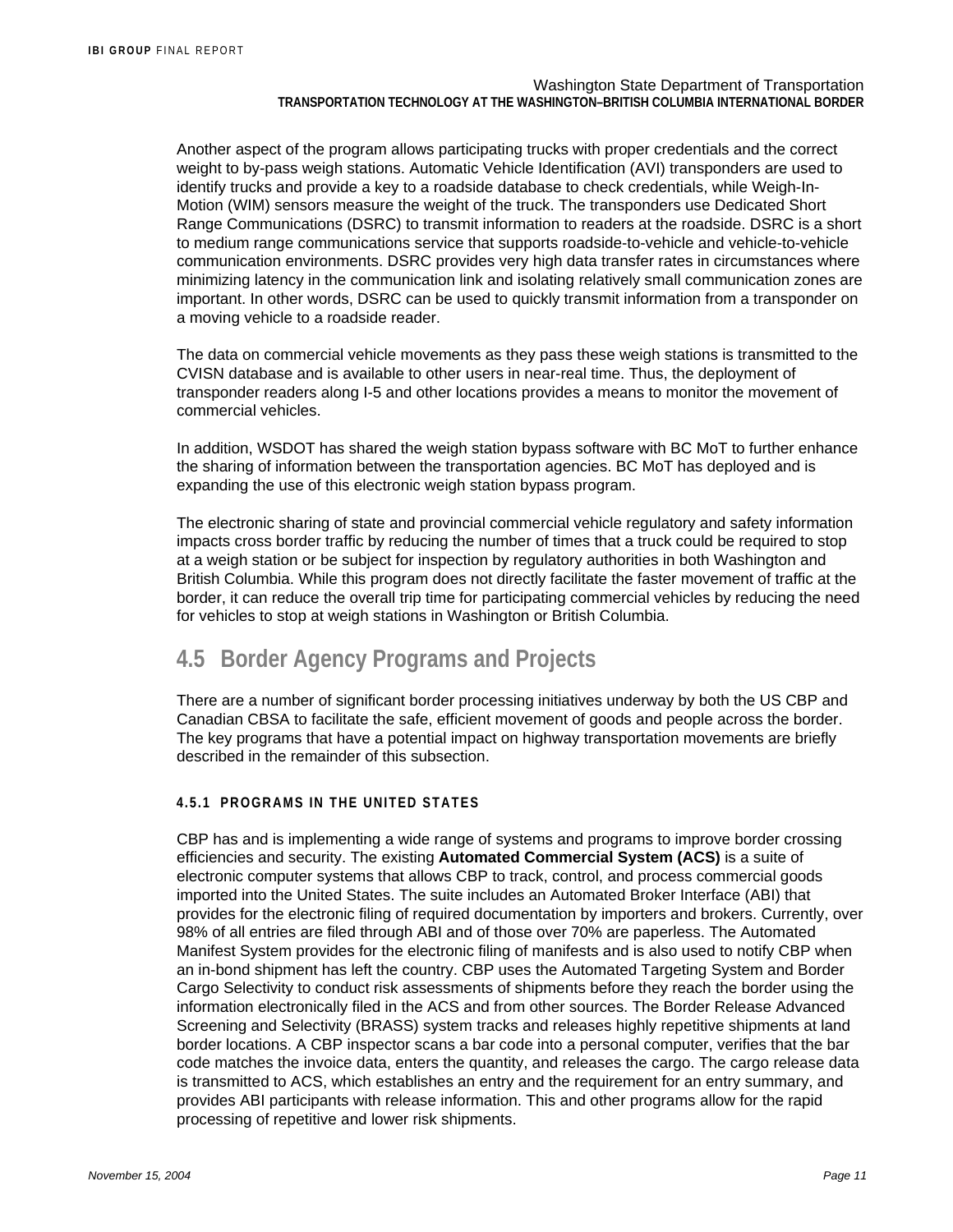Another aspect of the program allows participating trucks with proper credentials and the correct weight to by-pass weigh stations. Automatic Vehicle Identification (AVI) transponders are used to identify trucks and provide a key to a roadside database to check credentials, while Weigh-In-Motion (WIM) sensors measure the weight of the truck. The transponders use Dedicated Short Range Communications (DSRC) to transmit information to readers at the roadside. DSRC is a short to medium range communications service that supports roadside-to-vehicle and vehicle-to-vehicle communication environments. DSRC provides very high data transfer rates in circumstances where minimizing latency in the communication link and isolating relatively small communication zones are important. In other words, DSRC can be used to quickly transmit information from a transponder on a moving vehicle to a roadside reader.

The data on commercial vehicle movements as they pass these weigh stations is transmitted to the CVISN database and is available to other users in near-real time. Thus, the deployment of transponder readers along I-5 and other locations provides a means to monitor the movement of commercial vehicles.

In addition, WSDOT has shared the weigh station bypass software with BC MoT to further enhance the sharing of information between the transportation agencies. BC MoT has deployed and is expanding the use of this electronic weigh station bypass program.

The electronic sharing of state and provincial commercial vehicle regulatory and safety information impacts cross border traffic by reducing the number of times that a truck could be required to stop at a weigh station or be subject for inspection by regulatory authorities in both Washington and British Columbia. While this program does not directly facilitate the faster movement of traffic at the border, it can reduce the overall trip time for participating commercial vehicles by reducing the need for vehicles to stop at weigh stations in Washington or British Columbia.

## 4.5 Border Agency Programs and Projects

There are a number of significant border processing initiatives underway by both the US CBP and Canadian CBSA to facilitate the safe, efficient movement of goods and people across the border. The key programs that have a potential impact on highway transportation movements are briefly described in the remainder of this subsection.

### 4.5.1 PROGRAMS IN THE UNITED STATES

CBP has and is implementing a wide range of systems and programs to improve border crossing efficiencies and security. The existing **Automated Commercial System (ACS)** is a suite of electronic computer systems that allows CBP to track, control, and process commercial goods imported into the United States. The suite includes an Automated Broker Interface (ABI) that provides for the electronic filing of required documentation by importers and brokers. Currently, over 98% of all entries are filed through ABI and of those over 70% are paperless. The Automated Manifest System provides for the electronic filing of manifests and is also used to notify CBP when an in-bond shipment has left the country. CBP uses the Automated Targeting System and Border Cargo Selectivity to conduct risk assessments of shipments before they reach the border using the information electronically filed in the ACS and from other sources. The Border Release Advanced Screening and Selectivity (BRASS) system tracks and releases highly repetitive shipments at land border locations. A CBP inspector scans a bar code into a personal computer, verifies that the bar code matches the invoice data, enters the quantity, and releases the cargo. The cargo release data is transmitted to ACS, which establishes an entry and the requirement for an entry summary, and provides ABI participants with release information. This and other programs allow for the rapid processing of repetitive and lower risk shipments.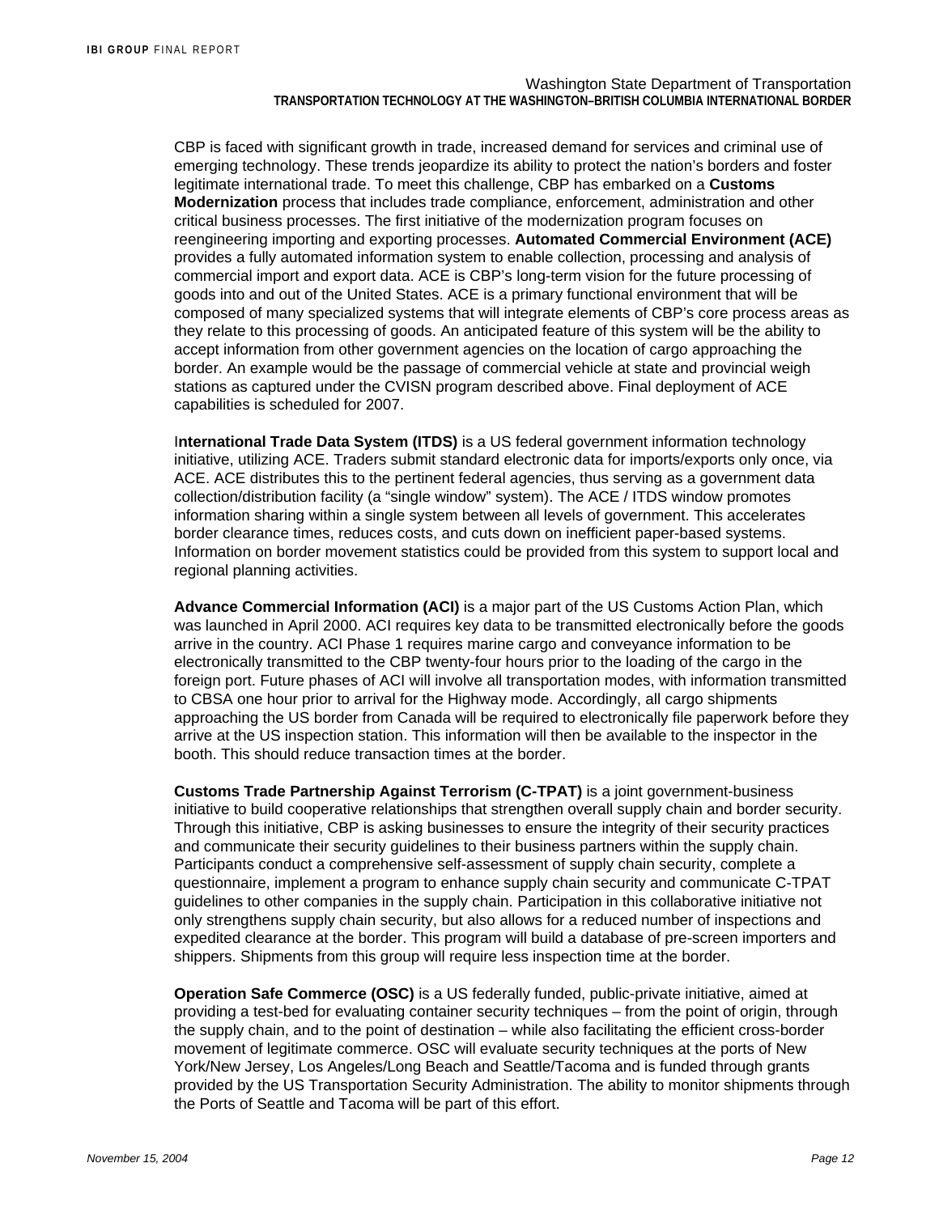CBP is faced with significant growth in trade, increased demand for services and criminal use of emerging technology. These trends jeopardize its ability to protect the nation's borders and foster legitimate international trade. To meet this challenge, CBP has embarked on a **Customs Modernization** process that includes trade compliance, enforcement, administration and other critical business processes. The first initiative of the modernization program focuses on reengineering importing and exporting processes. **Automated Commercial Environment (ACE)** provides a fully automated information system to enable collection, processing and analysis of commercial import and export data. ACE is CBP's long-term vision for the future processing of goods into and out of the United States. ACE is a primary functional environment that will be composed of many specialized systems that will integrate elements of CBP's core process areas as they relate to this processing of goods. An anticipated feature of this system will be the ability to accept information from other government agencies on the location of cargo approaching the border. An example would be the passage of commercial vehicle at state and provincial weigh stations as captured under the CVISN program described above. Final deployment of ACE capabilities is scheduled for 2007.

I**nternational Trade Data System (ITDS)** is a US federal government information technology initiative, utilizing ACE. Traders submit standard electronic data for imports/exports only once, via ACE. ACE distributes this to the pertinent federal agencies, thus serving as a government data collection/distribution facility (a "single window" system). The ACE / ITDS window promotes information sharing within a single system between all levels of government. This accelerates border clearance times, reduces costs, and cuts down on inefficient paper-based systems. Information on border movement statistics could be provided from this system to support local and regional planning activities.

**Advance Commercial Information (ACI)** is a major part of the US Customs Action Plan, which was launched in April 2000. ACI requires key data to be transmitted electronically before the goods arrive in the country. ACI Phase 1 requires marine cargo and conveyance information to be electronically transmitted to the CBP twenty-four hours prior to the loading of the cargo in the foreign port. Future phases of ACI will involve all transportation modes, with information transmitted to CBSA one hour prior to arrival for the Highway mode. Accordingly, all cargo shipments approaching the US border from Canada will be required to electronically file paperwork before they arrive at the US inspection station. This information will then be available to the inspector in the booth. This should reduce transaction times at the border.

**Customs Trade Partnership Against Terrorism (C-TPAT)** is a joint government-business initiative to build cooperative relationships that strengthen overall supply chain and border security. Through this initiative, CBP is asking businesses to ensure the integrity of their security practices and communicate their security guidelines to their business partners within the supply chain. Participants conduct a comprehensive self-assessment of supply chain security, complete a questionnaire, implement a program to enhance supply chain security and communicate C-TPAT guidelines to other companies in the supply chain. Participation in this collaborative initiative not only strengthens supply chain security, but also allows for a reduced number of inspections and expedited clearance at the border. This program will build a database of pre-screen importers and shippers. Shipments from this group will require less inspection time at the border.

**Operation Safe Commerce (OSC)** is a US federally funded, public-private initiative, aimed at providing a test-bed for evaluating container security techniques – from the point of origin, through the supply chain, and to the point of destination – while also facilitating the efficient cross-border movement of legitimate commerce. OSC will evaluate security techniques at the ports of New York/New Jersey, Los Angeles/Long Beach and Seattle/Tacoma and is funded through grants provided by the US Transportation Security Administration. The ability to monitor shipments through the Ports of Seattle and Tacoma will be part of this effort.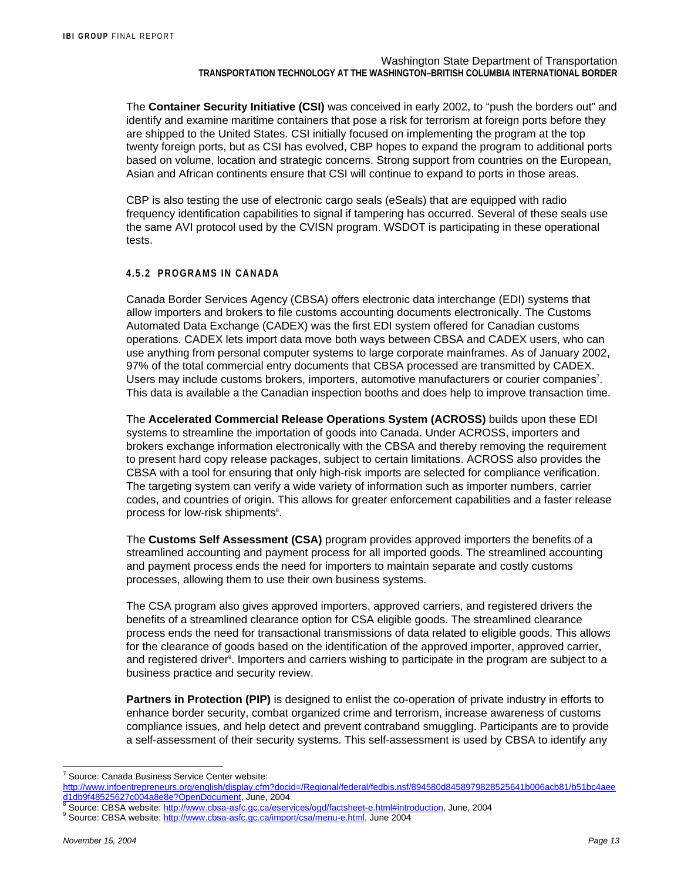The **Container Security Initiative (CSI)** was conceived in early 2002, to "push the borders out" and identify and examine maritime containers that pose a risk for terrorism at foreign ports before they are shipped to the United States. CSI initially focused on implementing the program at the top twenty foreign ports, but as CSI has evolved, CBP hopes to expand the program to additional ports based on volume, location and strategic concerns. Strong support from countries on the European, Asian and African continents ensure that CSI will continue to expand to ports in those areas.

CBP is also testing the use of electronic cargo seals (eSeals) that are equipped with radio frequency identification capabilities to signal if tampering has occurred. Several of these seals use the same AVI protocol used by the CVISN program. WSDOT is participating in these operational tests.

#### 4.5.2 PROGRAMS IN CANADA

Canada Border Services Agency (CBSA) offers electronic data interchange (EDI) systems that allow importers and brokers to file customs accounting documents electronically. The Customs Automated Data Exchange (CADEX) was the first EDI system offered for Canadian customs operations. CADEX lets import data move both ways between CBSA and CADEX users, who can use anything from personal computer systems to large corporate mainframes. As of January 2002, 97% of the total commercial entry documents that CBSA processed are transmitted by CADEX. Users may include customs brokers, importers, automotive manufacturers or courier companies[7]. This data is available a the Canadian inspection booths and does help to improve transaction time.

The **Accelerated Commercial Release Operations System (ACROSS)** builds upon these EDI systems to streamline the importation of goods into Canada. Under ACROSS, importers and brokers exchange information electronically with the CBSA and thereby removing the requirement to present hard copy release packages, subject to certain limitations. ACROSS also provides the CBSA with a tool for ensuring that only high-risk imports are selected for compliance verification. The targeting system can verify a wide variety of information such as importer numbers, carrier codes, and countries of origin. This allows for greater enforcement capabilities and a faster release process for low-risk shipments[8].

The **Customs Self Assessment (CSA)** program provides approved importers the benefits of a streamlined accounting and payment process for all imported goods. The streamlined accounting and payment process ends the need for importers to maintain separate and costly customs processes, allowing them to use their own business systems.

The CSA program also gives approved importers, approved carriers, and registered drivers the benefits of a streamlined clearance option for CSA eligible goods. The streamlined clearance process ends the need for transactional transmissions of data related to eligible goods. This allows for the clearance of goods based on the identification of the approved importer, approved carrier, and registered driver[9]. Importers and carriers wishing to participate in the program are subject to a business practice and security review.

**Partners in Protection (PIP)** is designed to enlist the co-operation of private industry in efforts to enhance border security, combat organized crime and terrorism, increase awareness of customs compliance issues, and help detect and prevent contraband smuggling. Participants are to provide a self-assessment of their security systems. This self-assessment is used by CBSA to identify any

---

[7] Source: Canada Business Service Center website: http://www.infoentrepreneurs.org/english/display.cfm?docid=/Regional/federal/fedbis.nsf/894580d8458979828525641b006acb81/b51bc4aeed1db9f48525627c004a8e8e?OpenDocument, June, 2004

[8] Source: CBSA website: http://www.cbsa-asfc.gc.ca/eservices/ogd/factsheet-e.html#introduction, June, 2004

[9] Source: CBSA website: http://www.cbsa-asfc.gc.ca/import/csa/menu-e.html, June 2004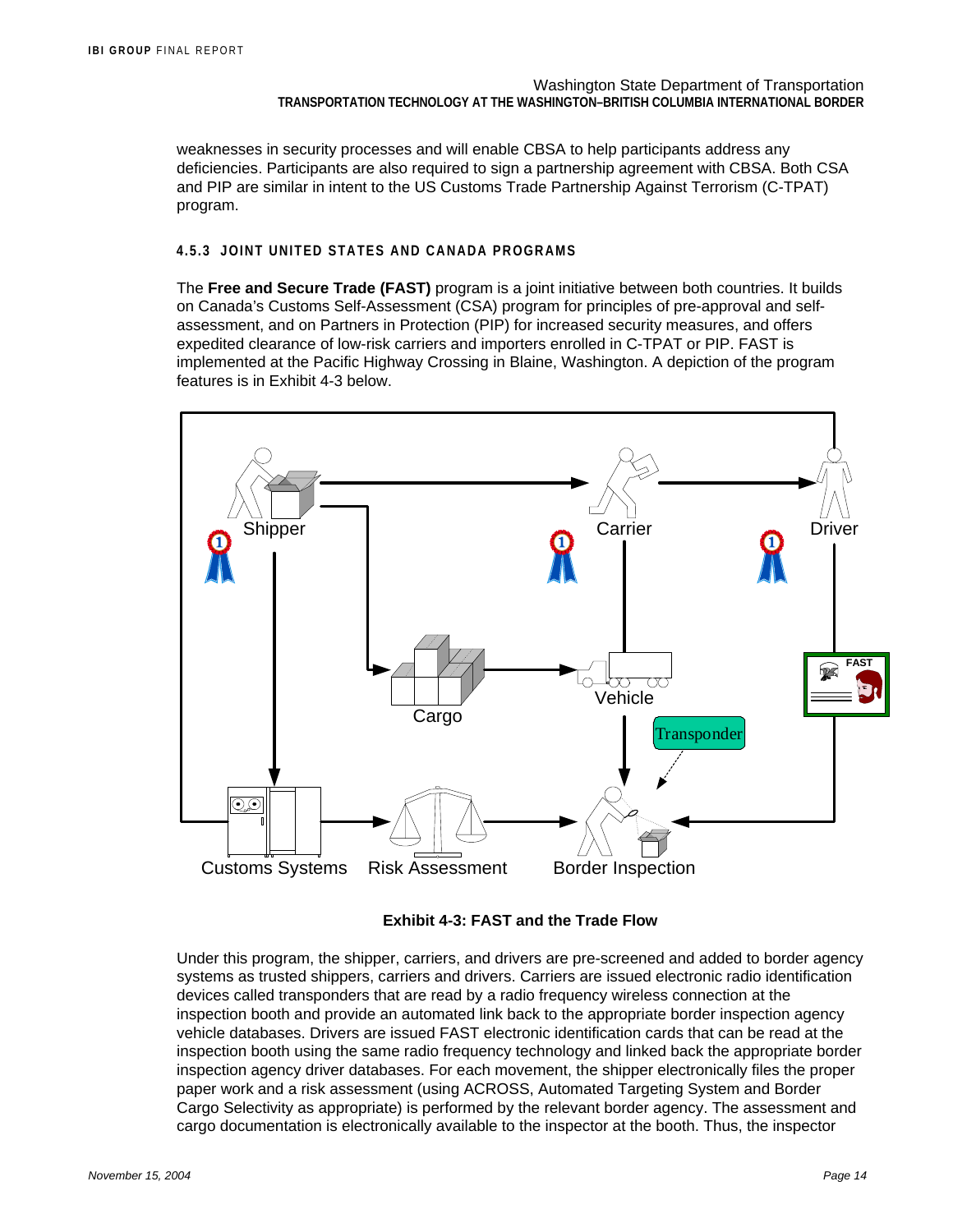weaknesses in security processes and will enable CBSA to help participants address any deficiencies. Participants are also required to sign a partnership agreement with CBSA. Both CSA and PIP are similar in intent to the US Customs Trade Partnership Against Terrorism (C-TPAT) program.

#### 4.5.3 JOINT UNITED STATES AND CANADA PROGRAMS

The **Free and Secure Trade (FAST)** program is a joint initiative between both countries. It builds on Canada's Customs Self-Assessment (CSA) program for principles of pre-approval and self-assessment, and on Partners in Protection (PIP) for increased security measures, and offers expedited clearance of low-risk carriers and importers enrolled in C-TPAT or PIP. FAST is implemented at the Pacific Highway Crossing in Blaine, Washington. A depiction of the program features is in Exhibit 4-3 below.

Shipper | Carrier | Driver | Cargo | Vehicle | FAST | Transponder | Customs Systems | Risk Assessment | Border Inspection

**Exhibit 4-3: FAST and the Trade Flow**

Under this program, the shipper, carriers, and drivers are pre-screened and added to border agency systems as trusted shippers, carriers and drivers. Carriers are issued electronic radio identification devices called transponders that are read by a radio frequency wireless connection at the inspection booth and provide an automated link back to the appropriate border inspection agency vehicle databases. Drivers are issued FAST electronic identification cards that can be read at the inspection booth using the same radio frequency technology and linked back the appropriate border inspection agency driver databases. For each movement, the shipper electronically files the proper paper work and a risk assessment (using ACROSS, Automated Targeting System and Border Cargo Selectivity as appropriate) is performed by the relevant border agency. The assessment and cargo documentation is electronically available to the inspector at the booth. Thus, the inspector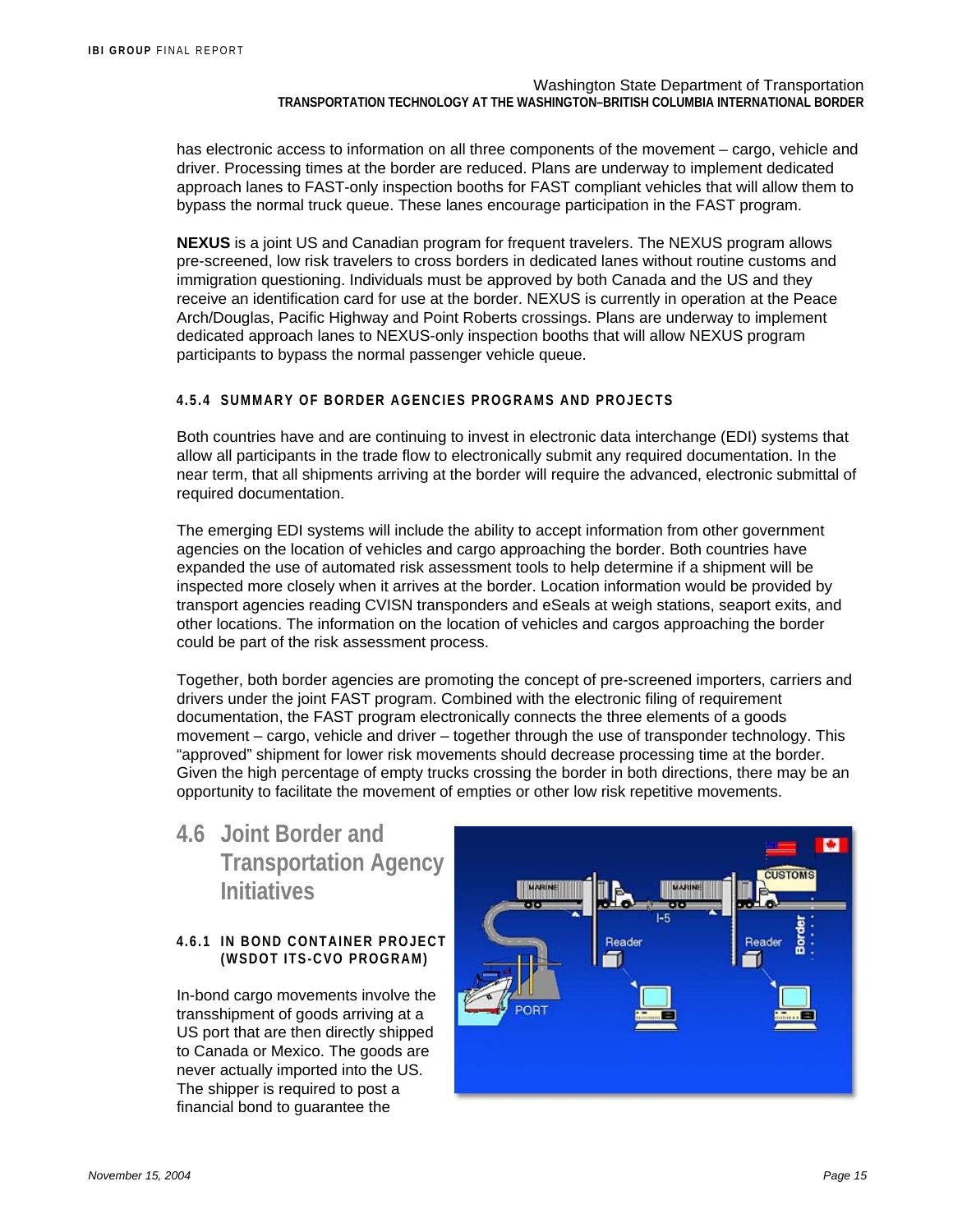has electronic access to information on all three components of the movement – cargo, vehicle and driver. Processing times at the border are reduced. Plans are underway to implement dedicated approach lanes to FAST-only inspection booths for FAST compliant vehicles that will allow them to bypass the normal truck queue. These lanes encourage participation in the FAST program.

**NEXUS** is a joint US and Canadian program for frequent travelers. The NEXUS program allows pre-screened, low risk travelers to cross borders in dedicated lanes without routine customs and immigration questioning. Individuals must be approved by both Canada and the US and they receive an identification card for use at the border. NEXUS is currently in operation at the Peace Arch/Douglas, Pacific Highway and Point Roberts crossings. Plans are underway to implement dedicated approach lanes to NEXUS-only inspection booths that will allow NEXUS program participants to bypass the normal passenger vehicle queue.

#### 4.5.4 SUMMARY OF BORDER AGENCIES PROGRAMS AND PROJECTS

Both countries have and are continuing to invest in electronic data interchange (EDI) systems that allow all participants in the trade flow to electronically submit any required documentation. In the near term, that all shipments arriving at the border will require the advanced, electronic submittal of required documentation.

The emerging EDI systems will include the ability to accept information from other government agencies on the location of vehicles and cargo approaching the border. Both countries have expanded the use of automated risk assessment tools to help determine if a shipment will be inspected more closely when it arrives at the border. Location information would be provided by transport agencies reading CVISN transponders and eSeals at weigh stations, seaport exits, and other locations. The information on the location of vehicles and cargos approaching the border could be part of the risk assessment process.

Together, both border agencies are promoting the concept of pre-screened importers, carriers and drivers under the joint FAST program. Combined with the electronic filing of requirement documentation, the FAST program electronically connects the three elements of a goods movement – cargo, vehicle and driver – together through the use of transponder technology. This "approved" shipment for lower risk movements should decrease processing time at the border. Given the high percentage of empty trucks crossing the border in both directions, there may be an opportunity to facilitate the movement of empties or other low risk repetitive movements.

## 4.6 Joint Border and Transportation Agency Initiatives

#### 4.6.1 IN BOND CONTAINER PROJECT (WSDOT ITS-CVO PROGRAM)

In-bond cargo movements involve the transshipment of goods arriving at a US port that are then directly shipped to Canada or Mexico. The goods are never actually imported into the US. The shipper is required to post a financial bond to guarantee the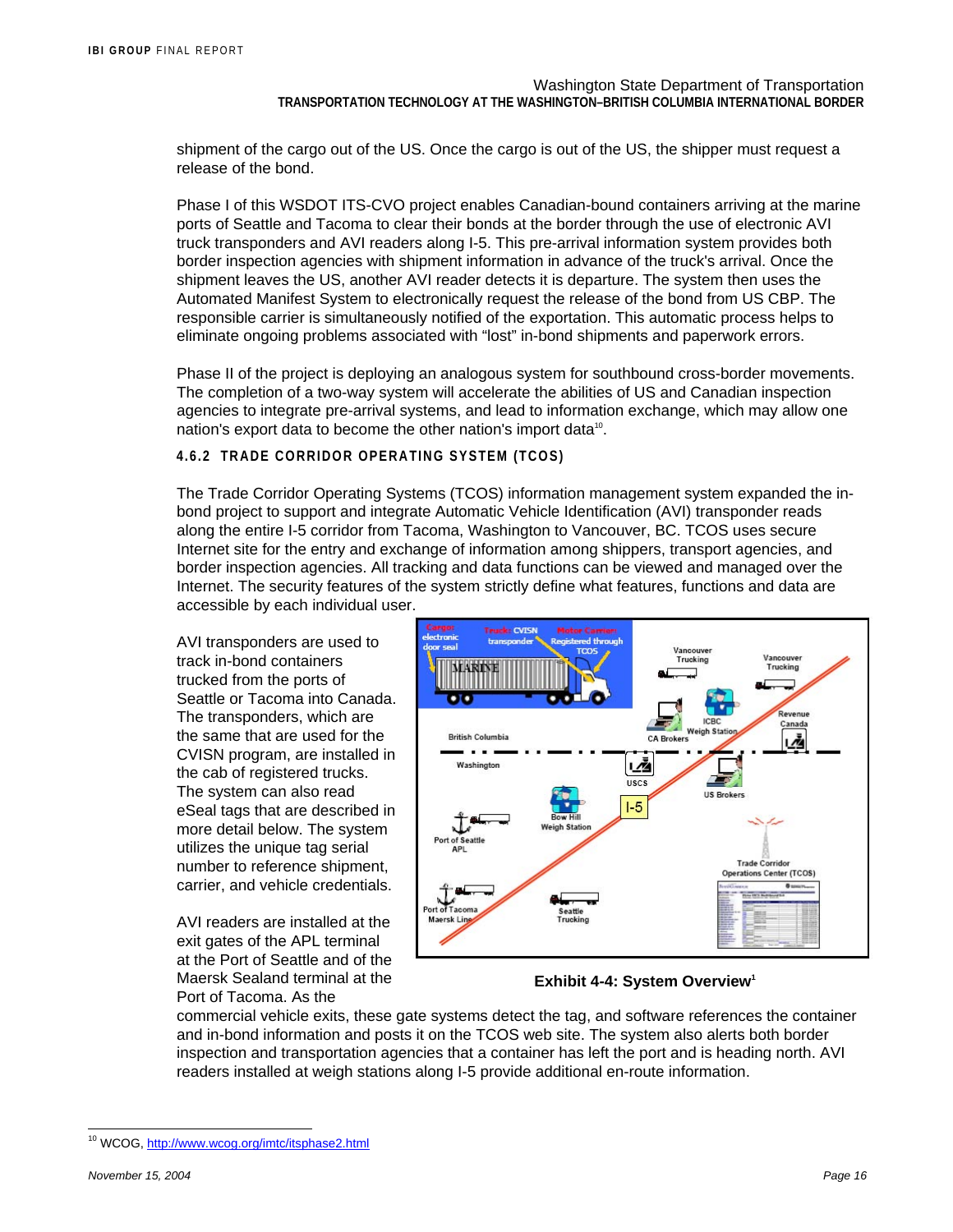shipment of the cargo out of the US. Once the cargo is out of the US, the shipper must request a release of the bond.

Phase I of this WSDOT ITS-CVO project enables Canadian-bound containers arriving at the marine ports of Seattle and Tacoma to clear their bonds at the border through the use of electronic AVI truck transponders and AVI readers along I-5. This pre-arrival information system provides both border inspection agencies with shipment information in advance of the truck's arrival. Once the shipment leaves the US, another AVI reader detects it is departure. The system then uses the Automated Manifest System to electronically request the release of the bond from US CBP. The responsible carrier is simultaneously notified of the exportation. This automatic process helps to eliminate ongoing problems associated with "lost" in-bond shipments and paperwork errors.

Phase II of the project is deploying an analogous system for southbound cross-border movements. The completion of a two-way system will accelerate the abilities of US and Canadian inspection agencies to integrate pre-arrival systems, and lead to information exchange, which may allow one nation's export data to become the other nation's import data[10].

#### 4.6.2 TRADE CORRIDOR OPERATING SYSTEM (TCOS)

The Trade Corridor Operating Systems (TCOS) information management system expanded the in-bond project to support and integrate Automatic Vehicle Identification (AVI) transponder reads along the entire I-5 corridor from Tacoma, Washington to Vancouver, BC. TCOS uses secure Internet site for the entry and exchange of information among shippers, transport agencies, and border inspection agencies. All tracking and data functions can be viewed and managed over the Internet. The security features of the system strictly define what features, functions and data are accessible by each individual user.

AVI transponders are used to track in-bond containers trucked from the ports of Seattle or Tacoma into Canada. The transponders, which are the same that are used for the CVISN program, are installed in the cab of registered trucks. The system can also read eSeal tags that are described in more detail below. The system utilizes the unique tag serial number to reference shipment, carrier, and vehicle credentials.

**Exhibit 4-4: System Overview**[1]

AVI readers are installed at the exit gates of the APL terminal at the Port of Seattle and of the Maersk Sealand terminal at the Port of Tacoma. As the commercial vehicle exits, these gate systems detect the tag, and software references the container and in-bond information and posts it on the TCOS web site. The system also alerts both border inspection and transportation agencies that a container has left the port and is heading north. AVI readers installed at weigh stations along I-5 provide additional en-route information.

---

[10] WCOG, http://www.wcog.org/imtc/itsphase2.html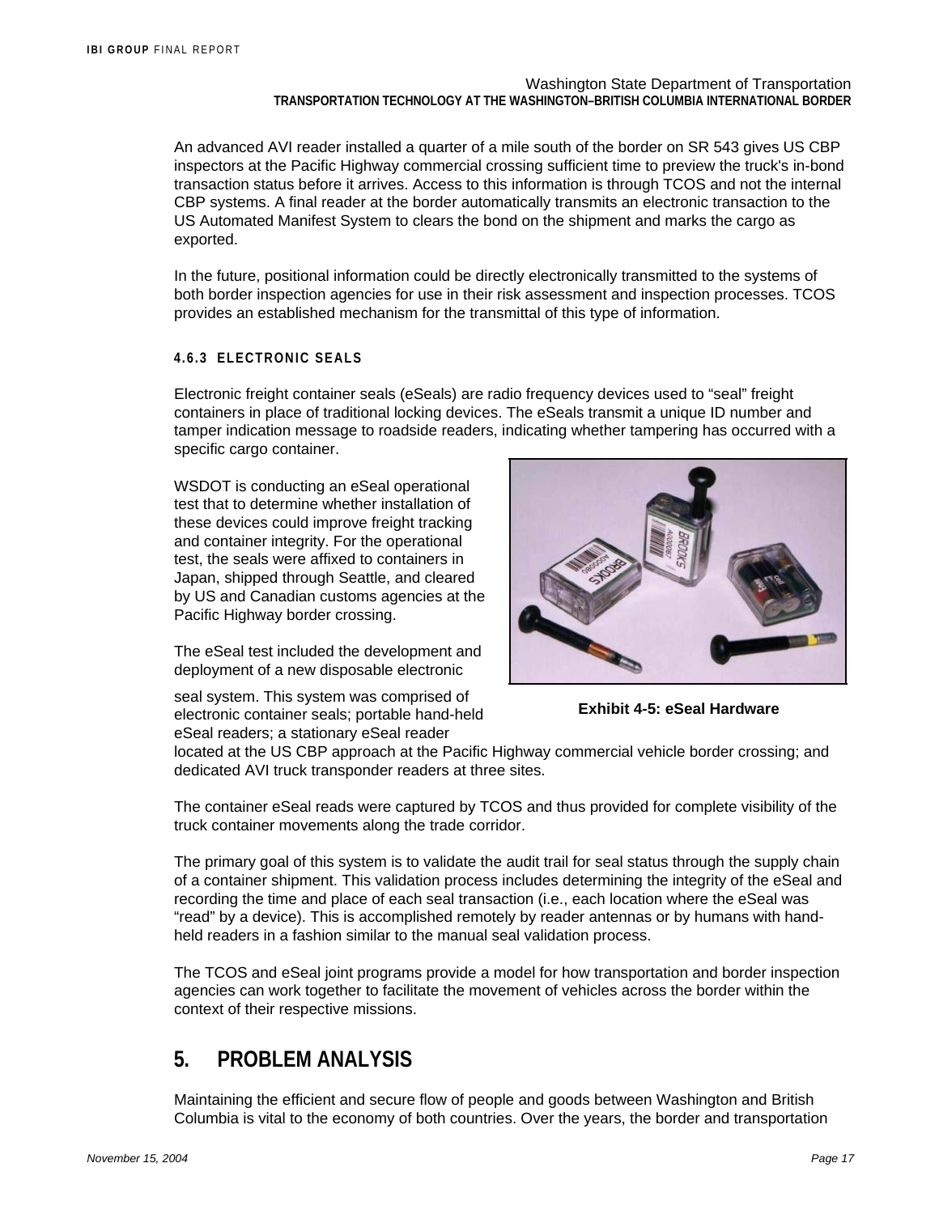An advanced AVI reader installed a quarter of a mile south of the border on SR 543 gives US CBP inspectors at the Pacific Highway commercial crossing sufficient time to preview the truck's in-bond transaction status before it arrives. Access to this information is through TCOS and not the internal CBP systems. A final reader at the border automatically transmits an electronic transaction to the US Automated Manifest System to clears the bond on the shipment and marks the cargo as exported.

In the future, positional information could be directly electronically transmitted to the systems of both border inspection agencies for use in their risk assessment and inspection processes. TCOS provides an established mechanism for the transmittal of this type of information.

#### 4.6.3 ELECTRONIC SEALS

Electronic freight container seals (eSeals) are radio frequency devices used to "seal" freight containers in place of traditional locking devices. The eSeals transmit a unique ID number and tamper indication message to roadside readers, indicating whether tampering has occurred with a specific cargo container.

WSDOT is conducting an eSeal operational test that to determine whether installation of these devices could improve freight tracking and container integrity. For the operational test, the seals were affixed to containers in Japan, shipped through Seattle, and cleared by US and Canadian customs agencies at the Pacific Highway border crossing.

**Exhibit 4-5: eSeal Hardware**

The eSeal test included the development and deployment of a new disposable electronic seal system. This system was comprised of electronic container seals; portable hand-held eSeal readers; a stationary eSeal reader located at the US CBP approach at the Pacific Highway commercial vehicle border crossing; and dedicated AVI truck transponder readers at three sites.

The container eSeal reads were captured by TCOS and thus provided for complete visibility of the truck container movements along the trade corridor.

The primary goal of this system is to validate the audit trail for seal status through the supply chain of a container shipment. This validation process includes determining the integrity of the eSeal and recording the time and place of each seal transaction (i.e., each location where the eSeal was "read" by a device). This is accomplished remotely by reader antennas or by humans with hand-held readers in a fashion similar to the manual seal validation process.

The TCOS and eSeal joint programs provide a model for how transportation and border inspection agencies can work together to facilitate the movement of vehicles across the border within the context of their respective missions.

# 5. PROBLEM ANALYSIS

Maintaining the efficient and secure flow of people and goods between Washington and British Columbia is vital to the economy of both countries. Over the years, the border and transportation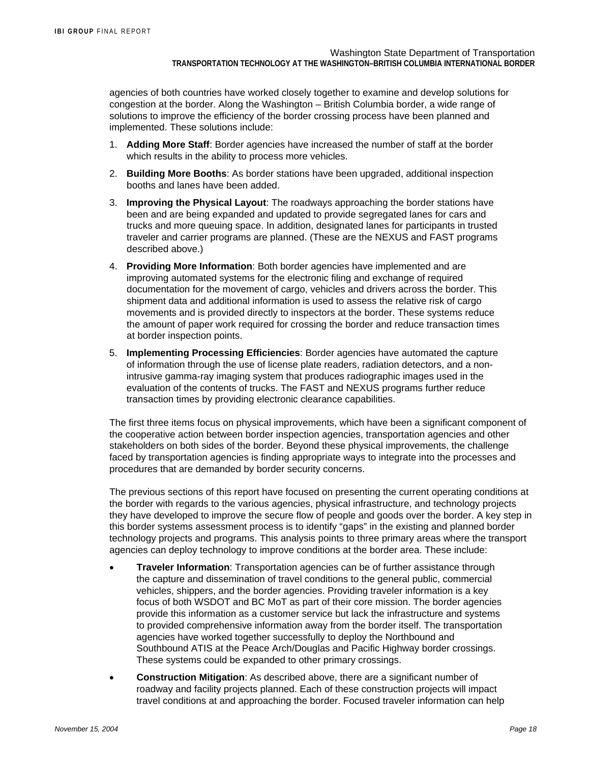agencies of both countries have worked closely together to examine and develop solutions for congestion at the border. Along the Washington – British Columbia border, a wide range of solutions to improve the efficiency of the border crossing process have been planned and implemented. These solutions include:

1. **Adding More Staff**: Border agencies have increased the number of staff at the border which results in the ability to process more vehicles.
2. **Building More Booths**: As border stations have been upgraded, additional inspection booths and lanes have been added.
3. **Improving the Physical Layout**: The roadways approaching the border stations have been and are being expanded and updated to provide segregated lanes for cars and trucks and more queuing space. In addition, designated lanes for participants in trusted traveler and carrier programs are planned. (These are the NEXUS and FAST programs described above.)
4. **Providing More Information**: Both border agencies have implemented and are improving automated systems for the electronic filing and exchange of required documentation for the movement of cargo, vehicles and drivers across the border. This shipment data and additional information is used to assess the relative risk of cargo movements and is provided directly to inspectors at the border. These systems reduce the amount of paper work required for crossing the border and reduce transaction times at border inspection points.
5. **Implementing Processing Efficiencies**: Border agencies have automated the capture of information through the use of license plate readers, radiation detectors, and a non-intrusive gamma-ray imaging system that produces radiographic images used in the evaluation of the contents of trucks. The FAST and NEXUS programs further reduce transaction times by providing electronic clearance capabilities.

The first three items focus on physical improvements, which have been a significant component of the cooperative action between border inspection agencies, transportation agencies and other stakeholders on both sides of the border. Beyond these physical improvements, the challenge faced by transportation agencies is finding appropriate ways to integrate into the processes and procedures that are demanded by border security concerns.

The previous sections of this report have focused on presenting the current operating conditions at the border with regards to the various agencies, physical infrastructure, and technology projects they have developed to improve the secure flow of people and goods over the border. A key step in this border systems assessment process is to identify "gaps" in the existing and planned border technology projects and programs. This analysis points to three primary areas where the transport agencies can deploy technology to improve conditions at the border area. These include:

- **Traveler Information**: Transportation agencies can be of further assistance through the capture and dissemination of travel conditions to the general public, commercial vehicles, shippers, and the border agencies. Providing traveler information is a key focus of both WSDOT and BC MoT as part of their core mission. The border agencies provide this information as a customer service but lack the infrastructure and systems to provided comprehensive information away from the border itself. The transportation agencies have worked together successfully to deploy the Northbound and Southbound ATIS at the Peace Arch/Douglas and Pacific Highway border crossings. These systems could be expanded to other primary crossings.
- **Construction Mitigation**: As described above, there are a significant number of roadway and facility projects planned. Each of these construction projects will impact travel conditions at and approaching the border. Focused traveler information can help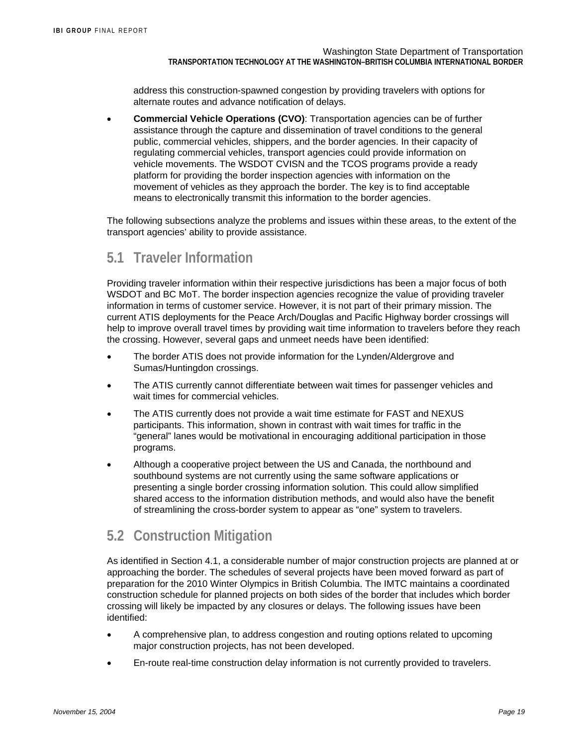address this construction-spawned congestion by providing travelers with options for alternate routes and advance notification of delays.

- **Commercial Vehicle Operations (CVO)**: Transportation agencies can be of further assistance through the capture and dissemination of travel conditions to the general public, commercial vehicles, shippers, and the border agencies. In their capacity of regulating commercial vehicles, transport agencies could provide information on vehicle movements. The WSDOT CVISN and the TCOS programs provide a ready platform for providing the border inspection agencies with information on the movement of vehicles as they approach the border. The key is to find acceptable means to electronically transmit this information to the border agencies.

The following subsections analyze the problems and issues within these areas, to the extent of the transport agencies' ability to provide assistance.

## 5.1 Traveler Information

Providing traveler information within their respective jurisdictions has been a major focus of both WSDOT and BC MoT. The border inspection agencies recognize the value of providing traveler information in terms of customer service. However, it is not part of their primary mission. The current ATIS deployments for the Peace Arch/Douglas and Pacific Highway border crossings will help to improve overall travel times by providing wait time information to travelers before they reach the crossing. However, several gaps and unmeet needs have been identified:

- The border ATIS does not provide information for the Lynden/Aldergrove and Sumas/Huntingdon crossings.
- The ATIS currently cannot differentiate between wait times for passenger vehicles and wait times for commercial vehicles.
- The ATIS currently does not provide a wait time estimate for FAST and NEXUS participants. This information, shown in contrast with wait times for traffic in the "general" lanes would be motivational in encouraging additional participation in those programs.
- Although a cooperative project between the US and Canada, the northbound and southbound systems are not currently using the same software applications or presenting a single border crossing information solution. This could allow simplified shared access to the information distribution methods, and would also have the benefit of streamlining the cross-border system to appear as "one" system to travelers.

## 5.2 Construction Mitigation

As identified in Section 4.1, a considerable number of major construction projects are planned at or approaching the border. The schedules of several projects have been moved forward as part of preparation for the 2010 Winter Olympics in British Columbia. The IMTC maintains a coordinated construction schedule for planned projects on both sides of the border that includes which border crossing will likely be impacted by any closures or delays. The following issues have been identified:

- A comprehensive plan, to address congestion and routing options related to upcoming major construction projects, has not been developed.
- En-route real-time construction delay information is not currently provided to travelers.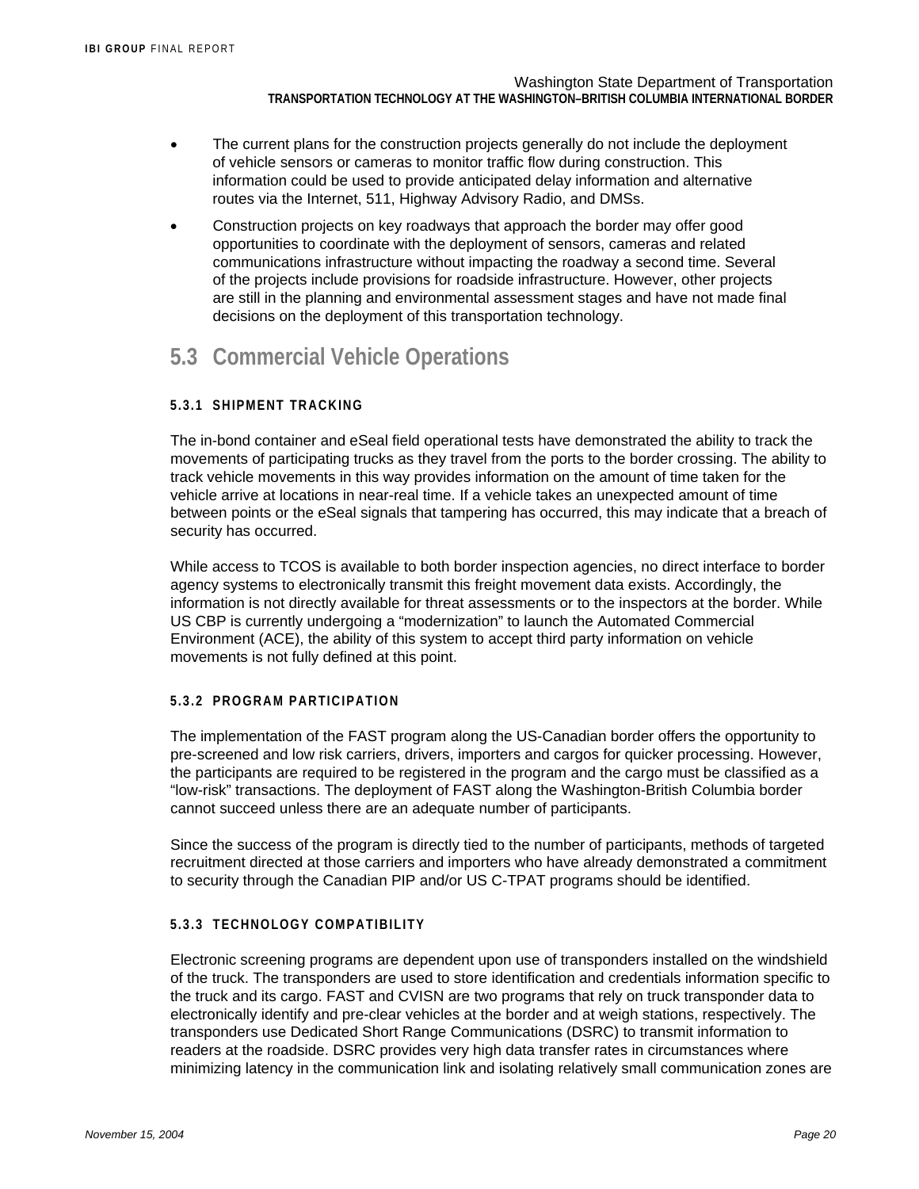- The current plans for the construction projects generally do not include the deployment of vehicle sensors or cameras to monitor traffic flow during construction. This information could be used to provide anticipated delay information and alternative routes via the Internet, 511, Highway Advisory Radio, and DMSs.
- Construction projects on key roadways that approach the border may offer good opportunities to coordinate with the deployment of sensors, cameras and related communications infrastructure without impacting the roadway a second time. Several of the projects include provisions for roadside infrastructure. However, other projects are still in the planning and environmental assessment stages and have not made final decisions on the deployment of this transportation technology.

## 5.3 Commercial Vehicle Operations

### 5.3.1 SHIPMENT TRACKING

The in-bond container and eSeal field operational tests have demonstrated the ability to track the movements of participating trucks as they travel from the ports to the border crossing. The ability to track vehicle movements in this way provides information on the amount of time taken for the vehicle arrive at locations in near-real time. If a vehicle takes an unexpected amount of time between points or the eSeal signals that tampering has occurred, this may indicate that a breach of security has occurred.

While access to TCOS is available to both border inspection agencies, no direct interface to border agency systems to electronically transmit this freight movement data exists. Accordingly, the information is not directly available for threat assessments or to the inspectors at the border. While US CBP is currently undergoing a "modernization" to launch the Automated Commercial Environment (ACE), the ability of this system to accept third party information on vehicle movements is not fully defined at this point.

### 5.3.2 PROGRAM PARTICIPATION

The implementation of the FAST program along the US-Canadian border offers the opportunity to pre-screened and low risk carriers, drivers, importers and cargos for quicker processing. However, the participants are required to be registered in the program and the cargo must be classified as a "low-risk" transactions. The deployment of FAST along the Washington-British Columbia border cannot succeed unless there are an adequate number of participants.

Since the success of the program is directly tied to the number of participants, methods of targeted recruitment directed at those carriers and importers who have already demonstrated a commitment to security through the Canadian PIP and/or US C-TPAT programs should be identified.

### 5.3.3 TECHNOLOGY COMPATIBILITY

Electronic screening programs are dependent upon use of transponders installed on the windshield of the truck. The transponders are used to store identification and credentials information specific to the truck and its cargo. FAST and CVISN are two programs that rely on truck transponder data to electronically identify and pre-clear vehicles at the border and at weigh stations, respectively. The transponders use Dedicated Short Range Communications (DSRC) to transmit information to readers at the roadside. DSRC provides very high data transfer rates in circumstances where minimizing latency in the communication link and isolating relatively small communication zones are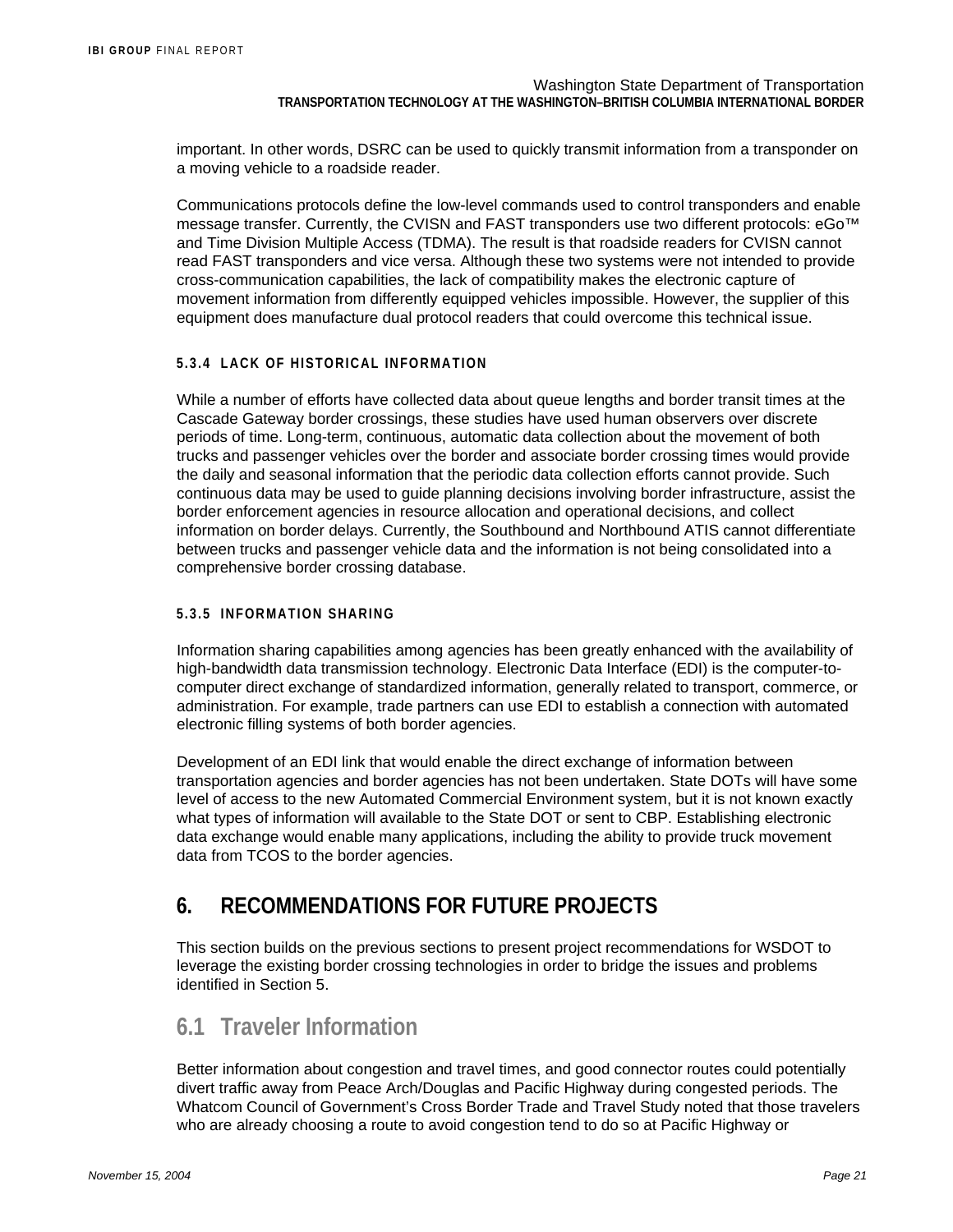important. In other words, DSRC can be used to quickly transmit information from a transponder on a moving vehicle to a roadside reader.

Communications protocols define the low-level commands used to control transponders and enable message transfer. Currently, the CVISN and FAST transponders use two different protocols: eGo™ and Time Division Multiple Access (TDMA). The result is that roadside readers for CVISN cannot read FAST transponders and vice versa. Although these two systems were not intended to provide cross-communication capabilities, the lack of compatibility makes the electronic capture of movement information from differently equipped vehicles impossible. However, the supplier of this equipment does manufacture dual protocol readers that could overcome this technical issue.

#### 5.3.4 LACK OF HISTORICAL INFORMATION

While a number of efforts have collected data about queue lengths and border transit times at the Cascade Gateway border crossings, these studies have used human observers over discrete periods of time. Long-term, continuous, automatic data collection about the movement of both trucks and passenger vehicles over the border and associate border crossing times would provide the daily and seasonal information that the periodic data collection efforts cannot provide. Such continuous data may be used to guide planning decisions involving border infrastructure, assist the border enforcement agencies in resource allocation and operational decisions, and collect information on border delays. Currently, the Southbound and Northbound ATIS cannot differentiate between trucks and passenger vehicle data and the information is not being consolidated into a comprehensive border crossing database.

#### 5.3.5 INFORMATION SHARING

Information sharing capabilities among agencies has been greatly enhanced with the availability of high-bandwidth data transmission technology. Electronic Data Interface (EDI) is the computer-to-computer direct exchange of standardized information, generally related to transport, commerce, or administration. For example, trade partners can use EDI to establish a connection with automated electronic filling systems of both border agencies.

Development of an EDI link that would enable the direct exchange of information between transportation agencies and border agencies has not been undertaken. State DOTs will have some level of access to the new Automated Commercial Environment system, but it is not known exactly what types of information will available to the State DOT or sent to CBP. Establishing electronic data exchange would enable many applications, including the ability to provide truck movement data from TCOS to the border agencies.

# 6. RECOMMENDATIONS FOR FUTURE PROJECTS

This section builds on the previous sections to present project recommendations for WSDOT to leverage the existing border crossing technologies in order to bridge the issues and problems identified in Section 5.

## 6.1 Traveler Information

Better information about congestion and travel times, and good connector routes could potentially divert traffic away from Peace Arch/Douglas and Pacific Highway during congested periods. The Whatcom Council of Government's Cross Border Trade and Travel Study noted that those travelers who are already choosing a route to avoid congestion tend to do so at Pacific Highway or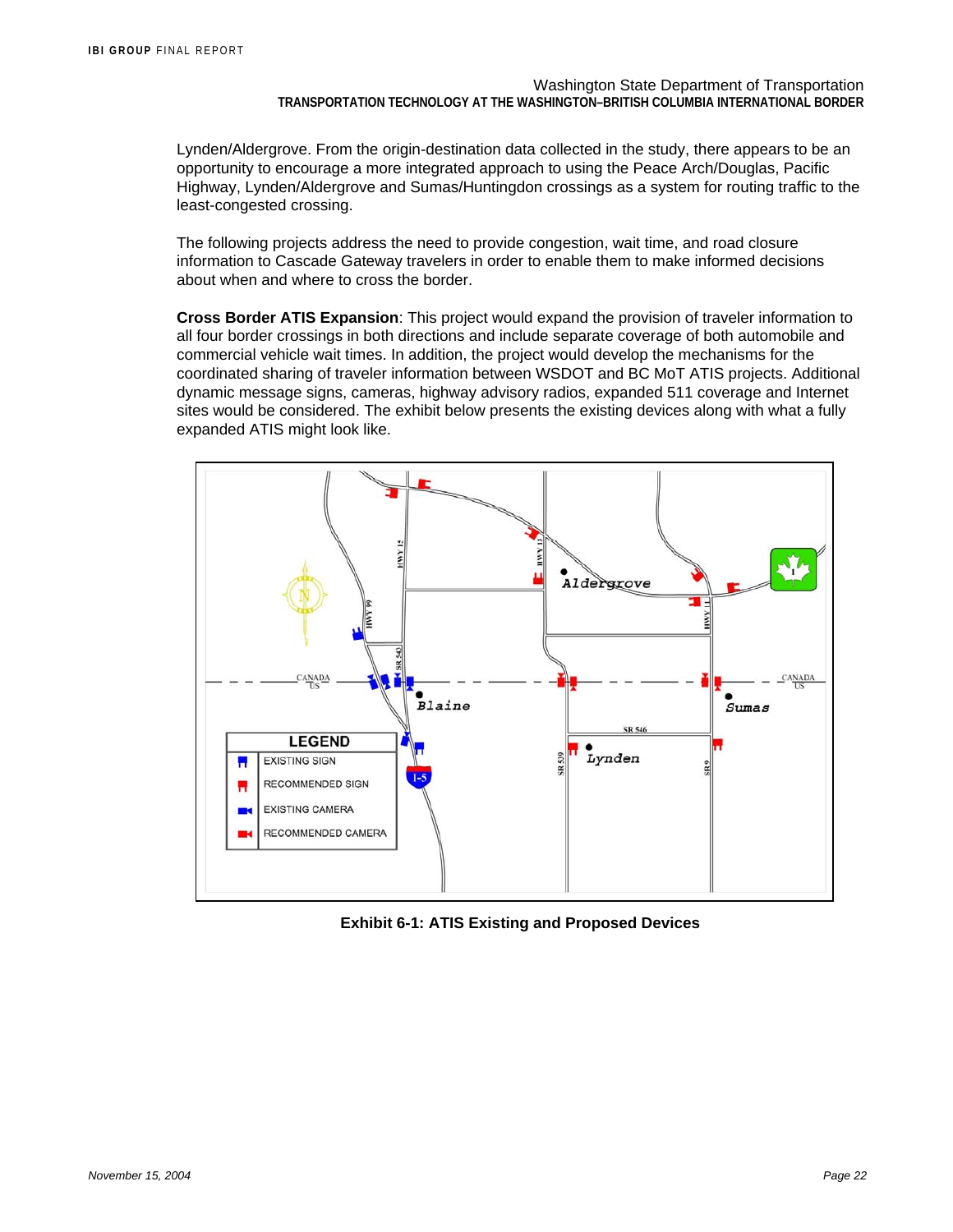Lynden/Aldergrove. From the origin-destination data collected in the study, there appears to be an opportunity to encourage a more integrated approach to using the Peace Arch/Douglas, Pacific Highway, Lynden/Aldergrove and Sumas/Huntingdon crossings as a system for routing traffic to the least-congested crossing.

The following projects address the need to provide congestion, wait time, and road closure information to Cascade Gateway travelers in order to enable them to make informed decisions about when and where to cross the border.

**Cross Border ATIS Expansion**: This project would expand the provision of traveler information to all four border crossings in both directions and include separate coverage of both automobile and commercial vehicle wait times. In addition, the project would develop the mechanisms for the coordinated sharing of traveler information between WSDOT and BC MoT ATIS projects. Additional dynamic message signs, cameras, highway advisory radios, expanded 511 coverage and Internet sites would be considered. The exhibit below presents the existing devices along with what a fully expanded ATIS might look like.

**Exhibit 6-1: ATIS Existing and Proposed Devices**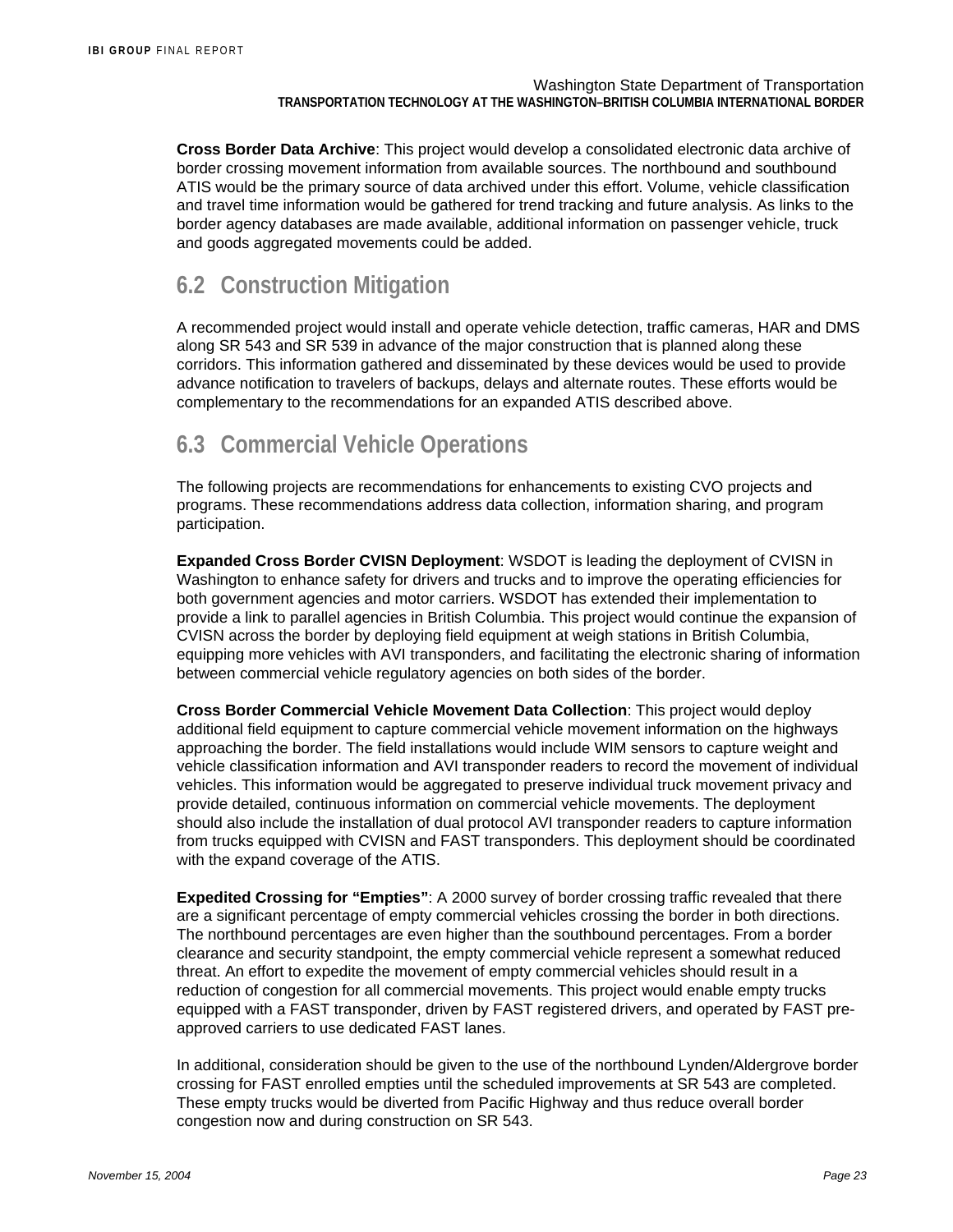**Cross Border Data Archive**: This project would develop a consolidated electronic data archive of border crossing movement information from available sources. The northbound and southbound ATIS would be the primary source of data archived under this effort. Volume, vehicle classification and travel time information would be gathered for trend tracking and future analysis. As links to the border agency databases are made available, additional information on passenger vehicle, truck and goods aggregated movements could be added.

## 6.2 Construction Mitigation

A recommended project would install and operate vehicle detection, traffic cameras, HAR and DMS along SR 543 and SR 539 in advance of the major construction that is planned along these corridors. This information gathered and disseminated by these devices would be used to provide advance notification to travelers of backups, delays and alternate routes. These efforts would be complementary to the recommendations for an expanded ATIS described above.

## 6.3 Commercial Vehicle Operations

The following projects are recommendations for enhancements to existing CVO projects and programs. These recommendations address data collection, information sharing, and program participation.

**Expanded Cross Border CVISN Deployment**: WSDOT is leading the deployment of CVISN in Washington to enhance safety for drivers and trucks and to improve the operating efficiencies for both government agencies and motor carriers. WSDOT has extended their implementation to provide a link to parallel agencies in British Columbia. This project would continue the expansion of CVISN across the border by deploying field equipment at weigh stations in British Columbia, equipping more vehicles with AVI transponders, and facilitating the electronic sharing of information between commercial vehicle regulatory agencies on both sides of the border.

**Cross Border Commercial Vehicle Movement Data Collection**: This project would deploy additional field equipment to capture commercial vehicle movement information on the highways approaching the border. The field installations would include WIM sensors to capture weight and vehicle classification information and AVI transponder readers to record the movement of individual vehicles. This information would be aggregated to preserve individual truck movement privacy and provide detailed, continuous information on commercial vehicle movements. The deployment should also include the installation of dual protocol AVI transponder readers to capture information from trucks equipped with CVISN and FAST transponders. This deployment should be coordinated with the expand coverage of the ATIS.

**Expedited Crossing for "Empties"**: A 2000 survey of border crossing traffic revealed that there are a significant percentage of empty commercial vehicles crossing the border in both directions. The northbound percentages are even higher than the southbound percentages. From a border clearance and security standpoint, the empty commercial vehicle represent a somewhat reduced threat. An effort to expedite the movement of empty commercial vehicles should result in a reduction of congestion for all commercial movements. This project would enable empty trucks equipped with a FAST transponder, driven by FAST registered drivers, and operated by FAST pre-approved carriers to use dedicated FAST lanes.

In additional, consideration should be given to the use of the northbound Lynden/Aldergrove border crossing for FAST enrolled empties until the scheduled improvements at SR 543 are completed. These empty trucks would be diverted from Pacific Highway and thus reduce overall border congestion now and during construction on SR 543.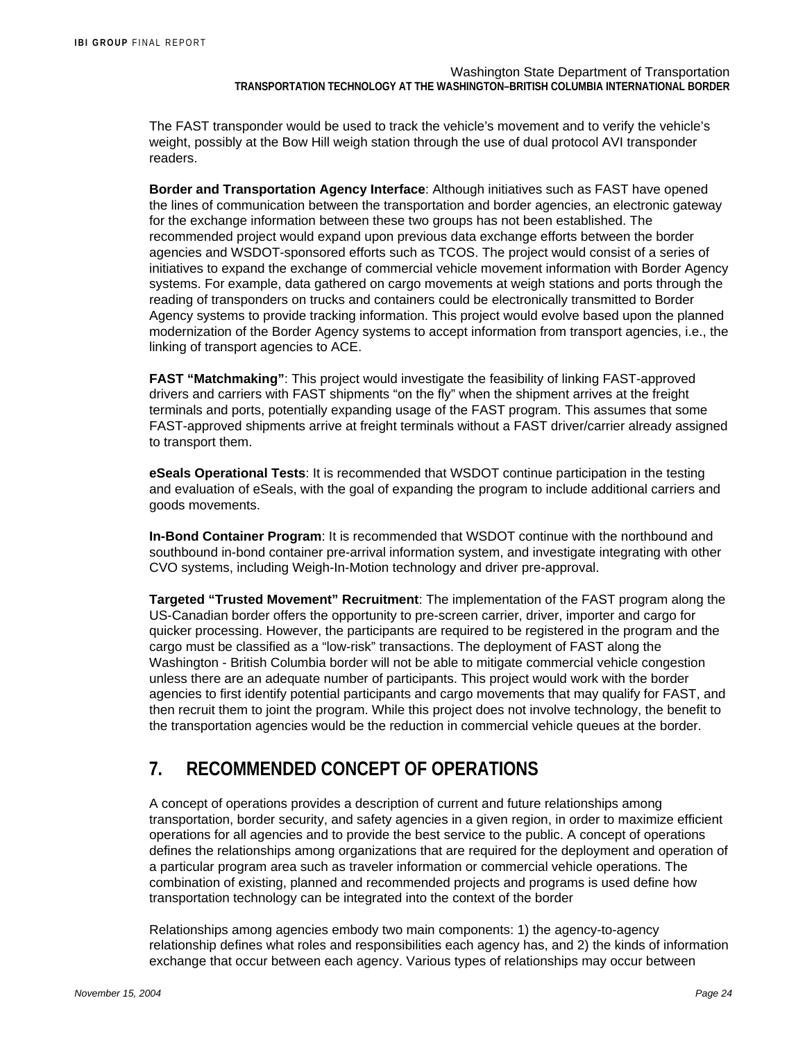The FAST transponder would be used to track the vehicle's movement and to verify the vehicle's weight, possibly at the Bow Hill weigh station through the use of dual protocol AVI transponder readers.

**Border and Transportation Agency Interface**: Although initiatives such as FAST have opened the lines of communication between the transportation and border agencies, an electronic gateway for the exchange information between these two groups has not been established. The recommended project would expand upon previous data exchange efforts between the border agencies and WSDOT-sponsored efforts such as TCOS. The project would consist of a series of initiatives to expand the exchange of commercial vehicle movement information with Border Agency systems. For example, data gathered on cargo movements at weigh stations and ports through the reading of transponders on trucks and containers could be electronically transmitted to Border Agency systems to provide tracking information. This project would evolve based upon the planned modernization of the Border Agency systems to accept information from transport agencies, i.e., the linking of transport agencies to ACE.

**FAST "Matchmaking"**: This project would investigate the feasibility of linking FAST-approved drivers and carriers with FAST shipments "on the fly" when the shipment arrives at the freight terminals and ports, potentially expanding usage of the FAST program. This assumes that some FAST-approved shipments arrive at freight terminals without a FAST driver/carrier already assigned to transport them.

**eSeals Operational Tests**: It is recommended that WSDOT continue participation in the testing and evaluation of eSeals, with the goal of expanding the program to include additional carriers and goods movements.

**In-Bond Container Program**: It is recommended that WSDOT continue with the northbound and southbound in-bond container pre-arrival information system, and investigate integrating with other CVO systems, including Weigh-In-Motion technology and driver pre-approval.

**Targeted "Trusted Movement" Recruitment**: The implementation of the FAST program along the US-Canadian border offers the opportunity to pre-screen carrier, driver, importer and cargo for quicker processing. However, the participants are required to be registered in the program and the cargo must be classified as a "low-risk" transactions. The deployment of FAST along the Washington - British Columbia border will not be able to mitigate commercial vehicle congestion unless there are an adequate number of participants. This project would work with the border agencies to first identify potential participants and cargo movements that may qualify for FAST, and then recruit them to joint the program. While this project does not involve technology, the benefit to the transportation agencies would be the reduction in commercial vehicle queues at the border.

# 7. RECOMMENDED CONCEPT OF OPERATIONS

A concept of operations provides a description of current and future relationships among transportation, border security, and safety agencies in a given region, in order to maximize efficient operations for all agencies and to provide the best service to the public. A concept of operations defines the relationships among organizations that are required for the deployment and operation of a particular program area such as traveler information or commercial vehicle operations. The combination of existing, planned and recommended projects and programs is used define how transportation technology can be integrated into the context of the border

Relationships among agencies embody two main components: 1) the agency-to-agency relationship defines what roles and responsibilities each agency has, and 2) the kinds of information exchange that occur between each agency. Various types of relationships may occur between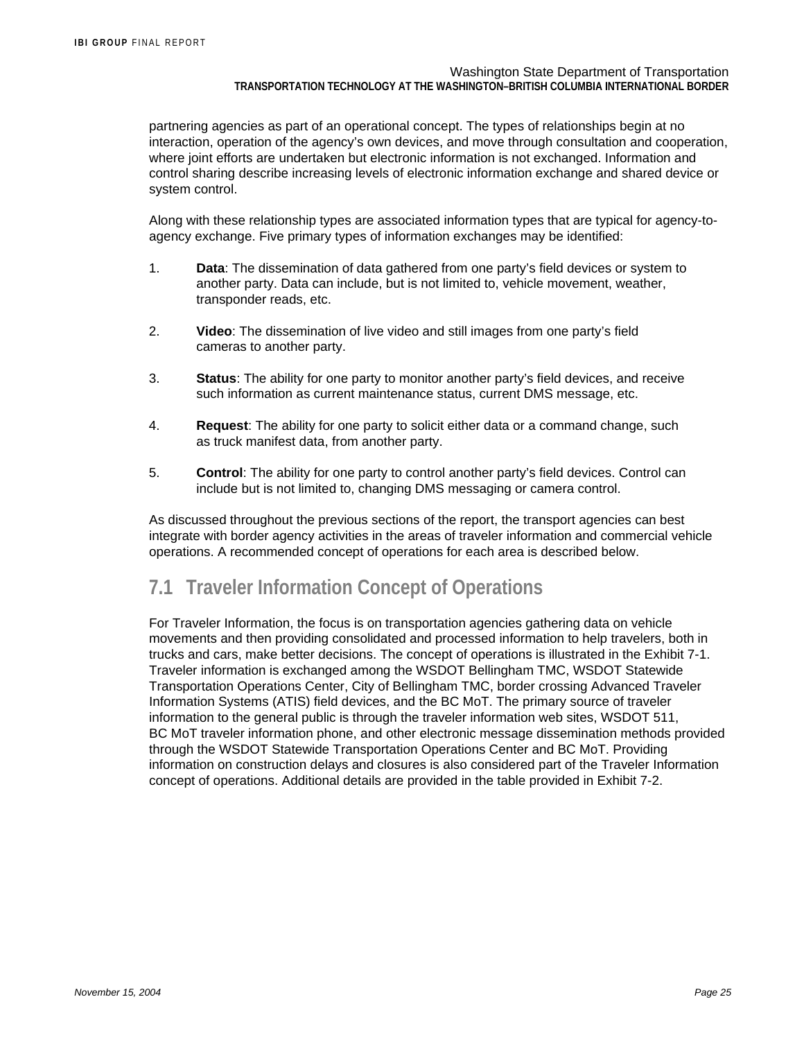partnering agencies as part of an operational concept. The types of relationships begin at no interaction, operation of the agency's own devices, and move through consultation and cooperation, where joint efforts are undertaken but electronic information is not exchanged. Information and control sharing describe increasing levels of electronic information exchange and shared device or system control.

Along with these relationship types are associated information types that are typical for agency-to-agency exchange. Five primary types of information exchanges may be identified:

1. **Data**: The dissemination of data gathered from one party's field devices or system to another party. Data can include, but is not limited to, vehicle movement, weather, transponder reads, etc.

2. **Video**: The dissemination of live video and still images from one party's field cameras to another party.

3. **Status**: The ability for one party to monitor another party's field devices, and receive such information as current maintenance status, current DMS message, etc.

4. **Request**: The ability for one party to solicit either data or a command change, such as truck manifest data, from another party.

5. **Control**: The ability for one party to control another party's field devices. Control can include but is not limited to, changing DMS messaging or camera control.

As discussed throughout the previous sections of the report, the transport agencies can best integrate with border agency activities in the areas of traveler information and commercial vehicle operations. A recommended concept of operations for each area is described below.

## 7.1 Traveler Information Concept of Operations

For Traveler Information, the focus is on transportation agencies gathering data on vehicle movements and then providing consolidated and processed information to help travelers, both in trucks and cars, make better decisions. The concept of operations is illustrated in the Exhibit 7-1. Traveler information is exchanged among the WSDOT Bellingham TMC, WSDOT Statewide Transportation Operations Center, City of Bellingham TMC, border crossing Advanced Traveler Information Systems (ATIS) field devices, and the BC MoT. The primary source of traveler information to the general public is through the traveler information web sites, WSDOT 511, BC MoT traveler information phone, and other electronic message dissemination methods provided through the WSDOT Statewide Transportation Operations Center and BC MoT. Providing information on construction delays and closures is also considered part of the Traveler Information concept of operations. Additional details are provided in the table provided in Exhibit 7-2.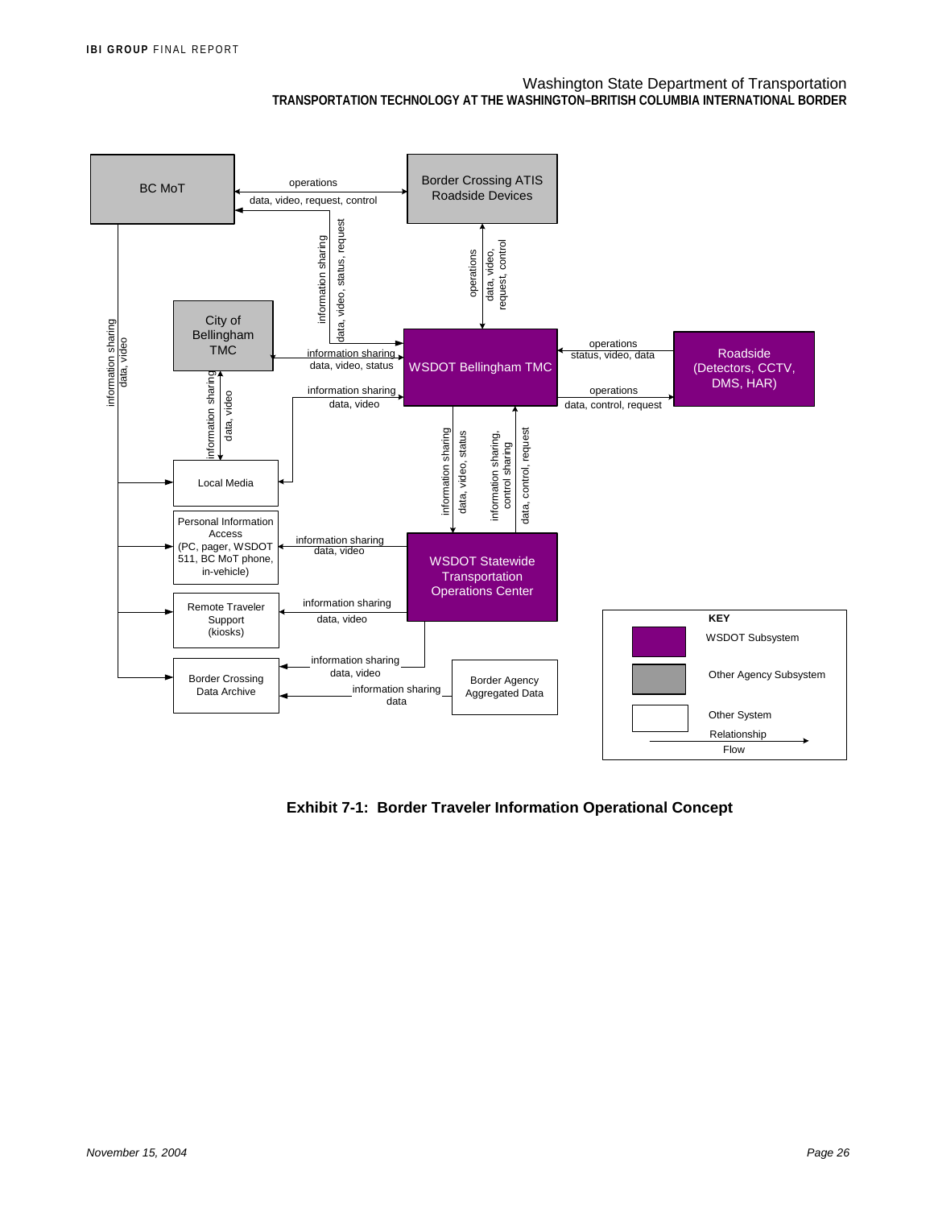**Exhibit 7-1: Border Traveler Information Operational Concept**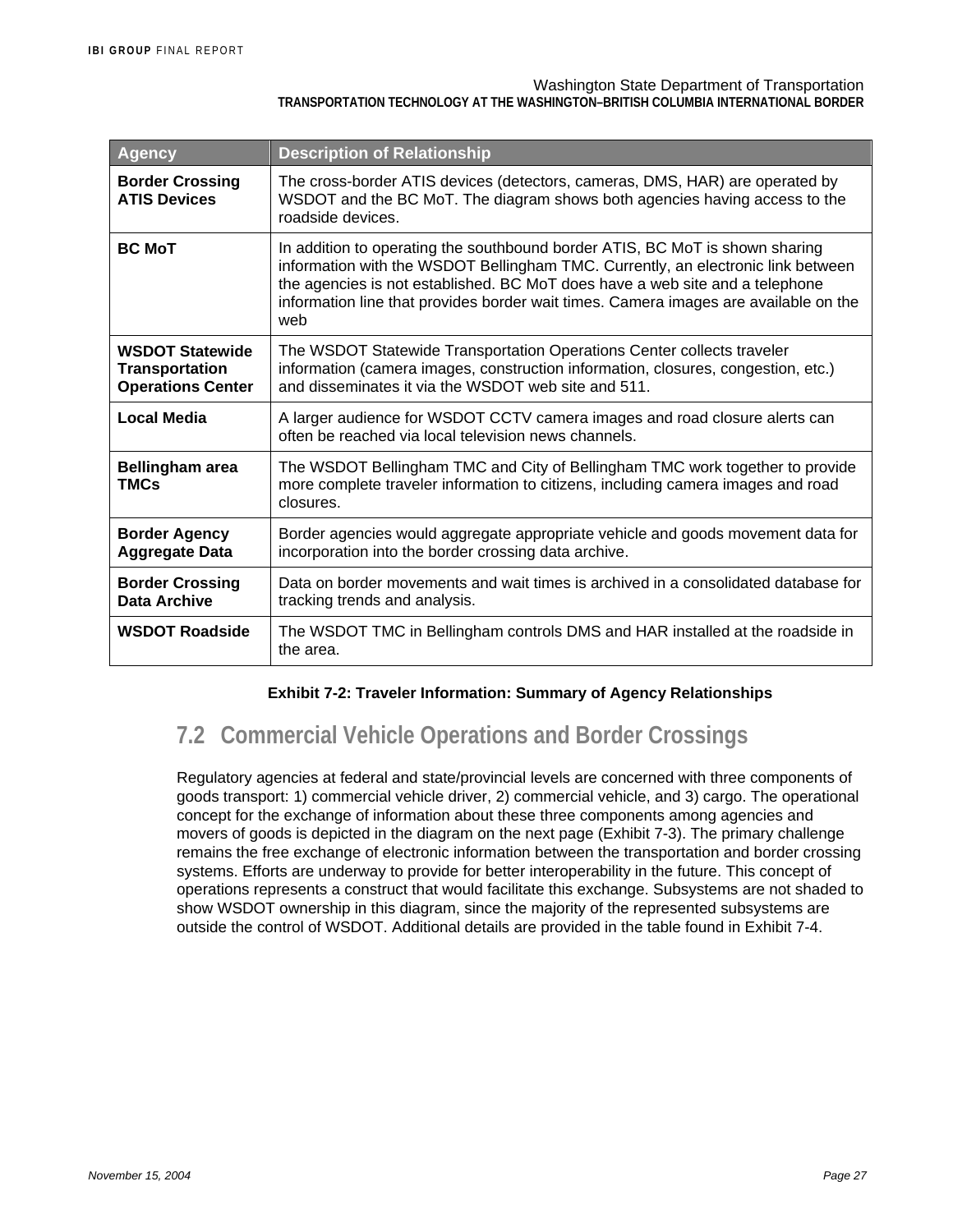| Agency | Description of Relationship |
| --- | --- |
| **Border Crossing ATIS Devices** | The cross-border ATIS devices (detectors, cameras, DMS, HAR) are operated by WSDOT and the BC MoT. The diagram shows both agencies having access to the roadside devices. |
| **BC MoT** | In addition to operating the southbound border ATIS, BC MoT is shown sharing information with the WSDOT Bellingham TMC. Currently, an electronic link between the agencies is not established. BC MoT does have a web site and a telephone information line that provides border wait times. Camera images are available on the web |
| **WSDOT Statewide Transportation Operations Center** | The WSDOT Statewide Transportation Operations Center collects traveler information (camera images, construction information, closures, congestion, etc.) and disseminates it via the WSDOT web site and 511. |
| **Local Media** | A larger audience for WSDOT CCTV camera images and road closure alerts can often be reached via local television news channels. |
| **Bellingham area TMCs** | The WSDOT Bellingham TMC and City of Bellingham TMC work together to provide more complete traveler information to citizens, including camera images and road closures. |
| **Border Agency Aggregate Data** | Border agencies would aggregate appropriate vehicle and goods movement data for incorporation into the border crossing data archive. |
| **Border Crossing Data Archive** | Data on border movements and wait times is archived in a consolidated database for tracking trends and analysis. |
| **WSDOT Roadside** | The WSDOT TMC in Bellingham controls DMS and HAR installed at the roadside in the area. |

**Exhibit 7-2: Traveler Information: Summary of Agency Relationships**

## 7.2 Commercial Vehicle Operations and Border Crossings

Regulatory agencies at federal and state/provincial levels are concerned with three components of goods transport: 1) commercial vehicle driver, 2) commercial vehicle, and 3) cargo. The operational concept for the exchange of information about these three components among agencies and movers of goods is depicted in the diagram on the next page (Exhibit 7-3). The primary challenge remains the free exchange of electronic information between the transportation and border crossing systems. Efforts are underway to provide for better interoperability in the future. This concept of operations represents a construct that would facilitate this exchange. Subsystems are not shaded to show WSDOT ownership in this diagram, since the majority of the represented subsystems are outside the control of WSDOT. Additional details are provided in the table found in Exhibit 7-4.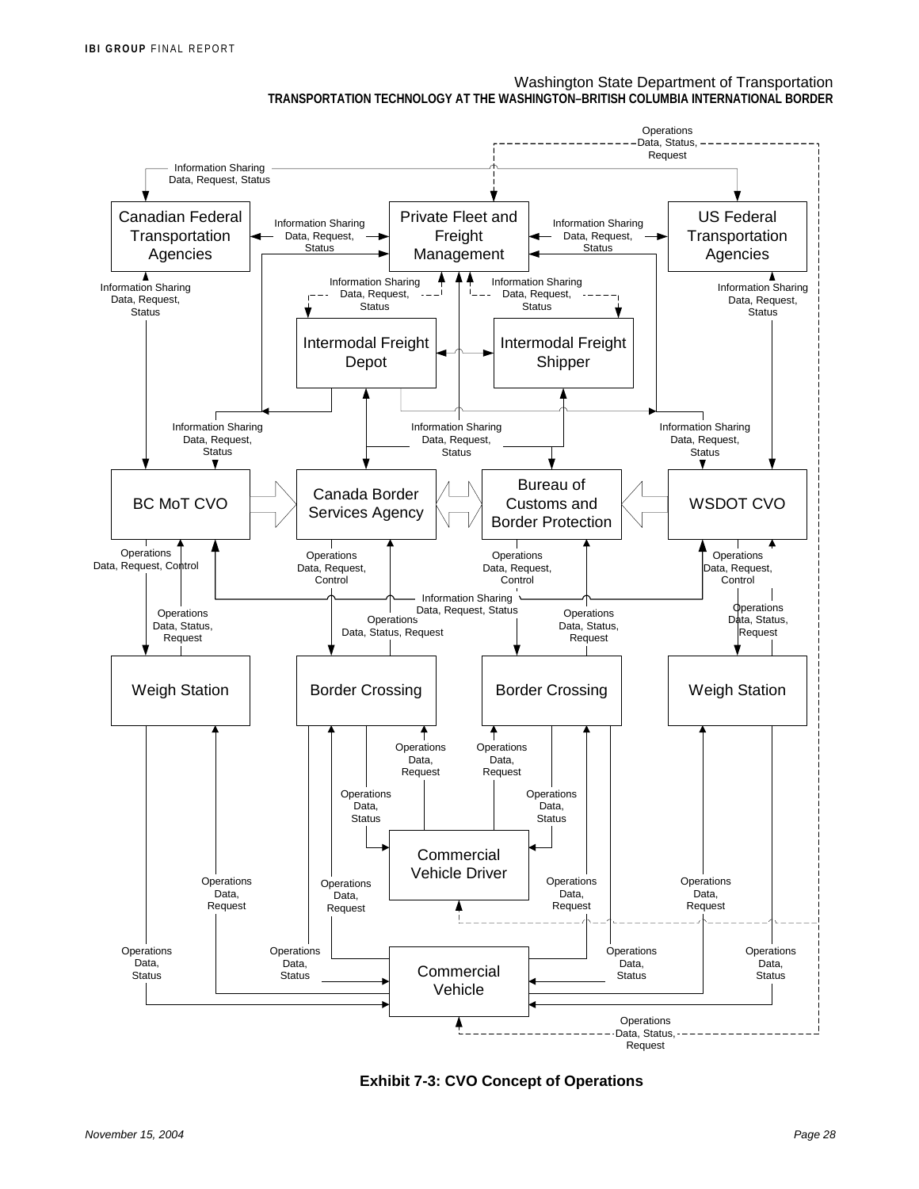**Exhibit 7-3: CVO Concept of Operations**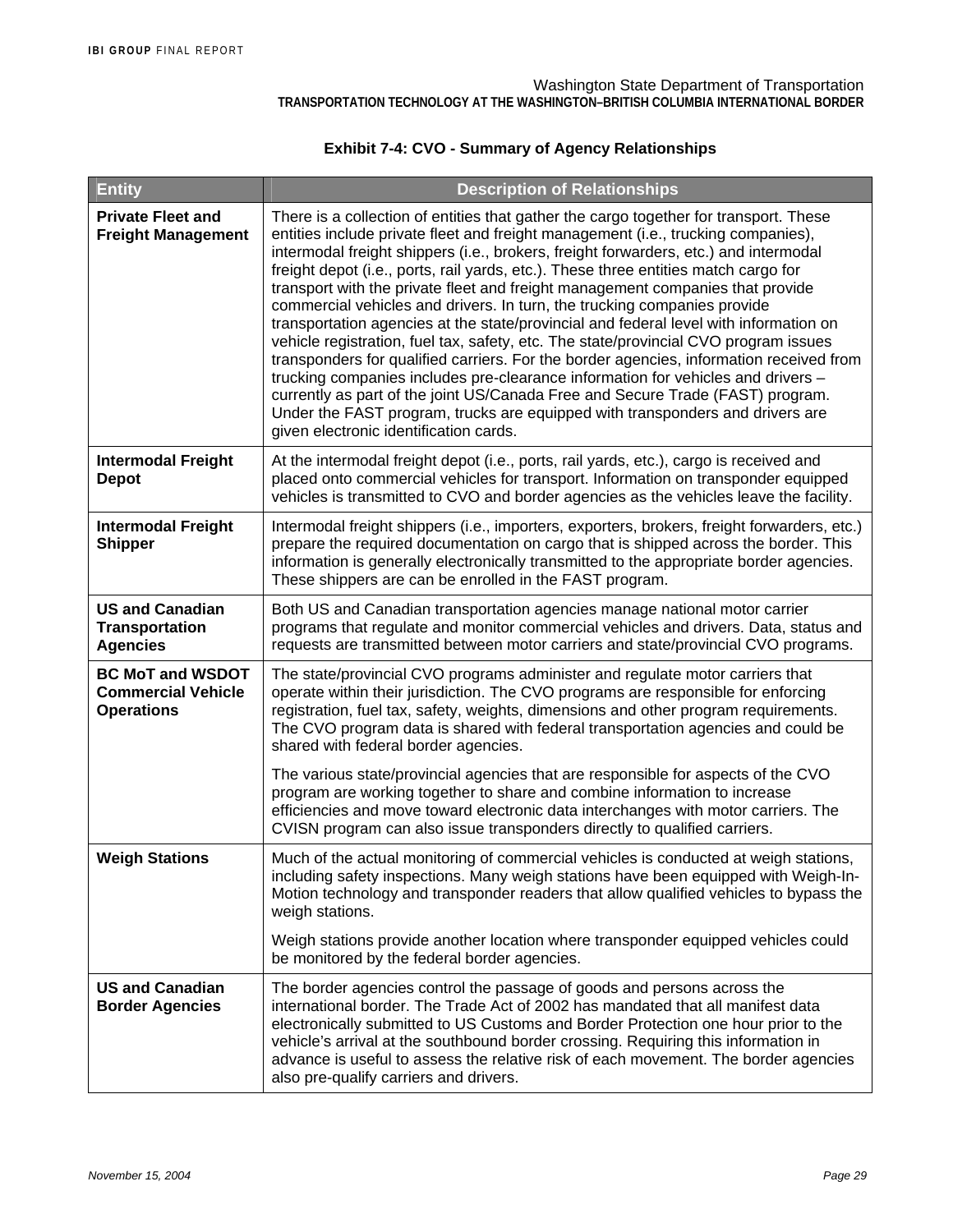**Exhibit 7-4: CVO - Summary of Agency Relationships**

| Entity | Description of Relationships |
|---|---|
| **Private Fleet and Freight Management** | There is a collection of entities that gather the cargo together for transport. These entities include private fleet and freight management (i.e., trucking companies), intermodal freight shippers (i.e., brokers, freight forwarders, etc.) and intermodal freight depot (i.e., ports, rail yards, etc.). These three entities match cargo for transport with the private fleet and freight management companies that provide commercial vehicles and drivers. In turn, the trucking companies provide transportation agencies at the state/provincial and federal level with information on vehicle registration, fuel tax, safety, etc. The state/provincial CVO program issues transponders for qualified carriers. For the border agencies, information received from trucking companies includes pre-clearance information for vehicles and drivers – currently as part of the joint US/Canada Free and Secure Trade (FAST) program. Under the FAST program, trucks are equipped with transponders and drivers are given electronic identification cards. |
| **Intermodal Freight Depot** | At the intermodal freight depot (i.e., ports, rail yards, etc.), cargo is received and placed onto commercial vehicles for transport. Information on transponder equipped vehicles is transmitted to CVO and border agencies as the vehicles leave the facility. |
| **Intermodal Freight Shipper** | Intermodal freight shippers (i.e., importers, exporters, brokers, freight forwarders, etc.) prepare the required documentation on cargo that is shipped across the border. This information is generally electronically transmitted to the appropriate border agencies. These shippers are can be enrolled in the FAST program. |
| **US and Canadian Transportation Agencies** | Both US and Canadian transportation agencies manage national motor carrier programs that regulate and monitor commercial vehicles and drivers. Data, status and requests are transmitted between motor carriers and state/provincial CVO programs. |
| **BC MoT and WSDOT Commercial Vehicle Operations** | The state/provincial CVO programs administer and regulate motor carriers that operate within their jurisdiction. The CVO programs are responsible for enforcing registration, fuel tax, safety, weights, dimensions and other program requirements. The CVO program data is shared with federal transportation agencies and could be shared with federal border agencies.<br><br>The various state/provincial agencies that are responsible for aspects of the CVO program are working together to share and combine information to increase efficiencies and move toward electronic data interchanges with motor carriers. The CVISN program can also issue transponders directly to qualified carriers. |
| **Weigh Stations** | Much of the actual monitoring of commercial vehicles is conducted at weigh stations, including safety inspections. Many weigh stations have been equipped with Weigh-In-Motion technology and transponder readers that allow qualified vehicles to bypass the weigh stations.<br><br>Weigh stations provide another location where transponder equipped vehicles could be monitored by the federal border agencies. |
| **US and Canadian Border Agencies** | The border agencies control the passage of goods and persons across the international border. The Trade Act of 2002 has mandated that all manifest data electronically submitted to US Customs and Border Protection one hour prior to the vehicle's arrival at the southbound border crossing. Requiring this information in advance is useful to assess the relative risk of each movement. The border agencies also pre-qualify carriers and drivers. |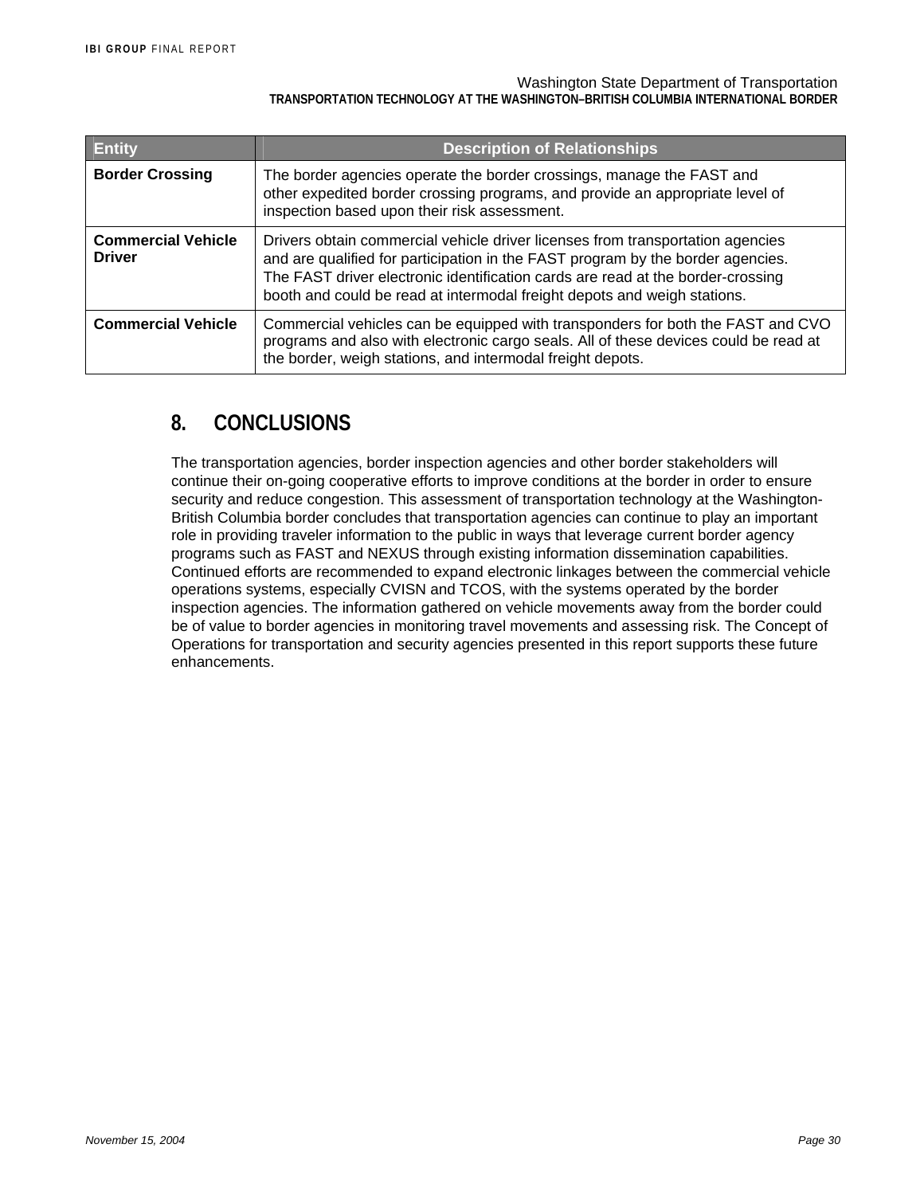| Entity | Description of Relationships |
|---|---|
| **Border Crossing** | The border agencies operate the border crossings, manage the FAST and other expedited border crossing programs, and provide an appropriate level of inspection based upon their risk assessment. |
| **Commercial Vehicle Driver** | Drivers obtain commercial vehicle driver licenses from transportation agencies and are qualified for participation in the FAST program by the border agencies. The FAST driver electronic identification cards are read at the border-crossing booth and could be read at intermodal freight depots and weigh stations. |
| **Commercial Vehicle** | Commercial vehicles can be equipped with transponders for both the FAST and CVO programs and also with electronic cargo seals. All of these devices could be read at the border, weigh stations, and intermodal freight depots. |

# 8. CONCLUSIONS

The transportation agencies, border inspection agencies and other border stakeholders will continue their on-going cooperative efforts to improve conditions at the border in order to ensure security and reduce congestion. This assessment of transportation technology at the Washington-British Columbia border concludes that transportation agencies can continue to play an important role in providing traveler information to the public in ways that leverage current border agency programs such as FAST and NEXUS through existing information dissemination capabilities. Continued efforts are recommended to expand electronic linkages between the commercial vehicle operations systems, especially CVISN and TCOS, with the systems operated by the border inspection agencies. The information gathered on vehicle movements away from the border could be of value to border agencies in monitoring travel movements and assessing risk. The Concept of Operations for transportation and security agencies presented in this report supports these future enhancements.